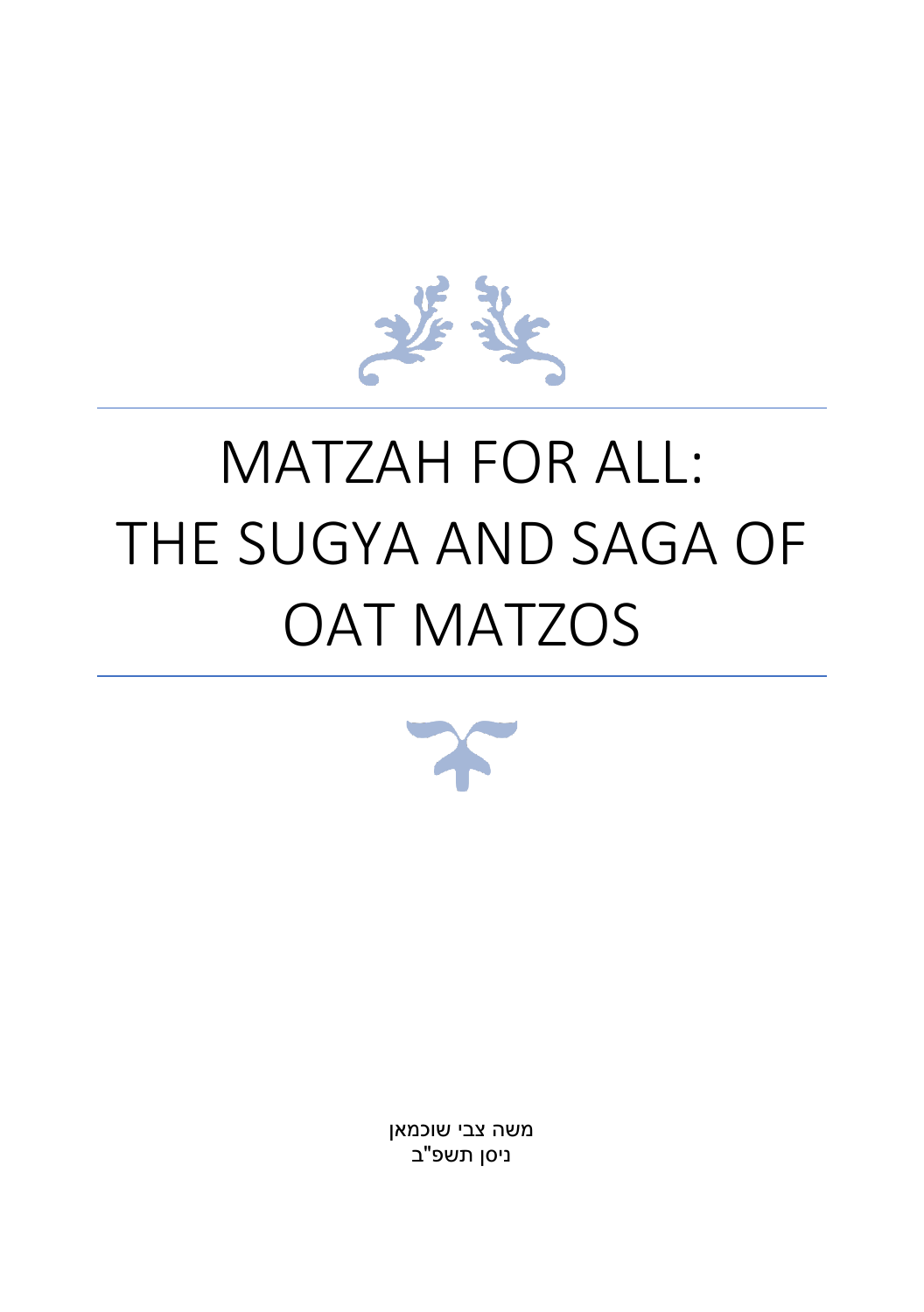# MATZAH FOR ALL: THE SUGYA AND SAGA OF OAT MATZOS

משה צבי שוכמאן

ניסן תשפ"ב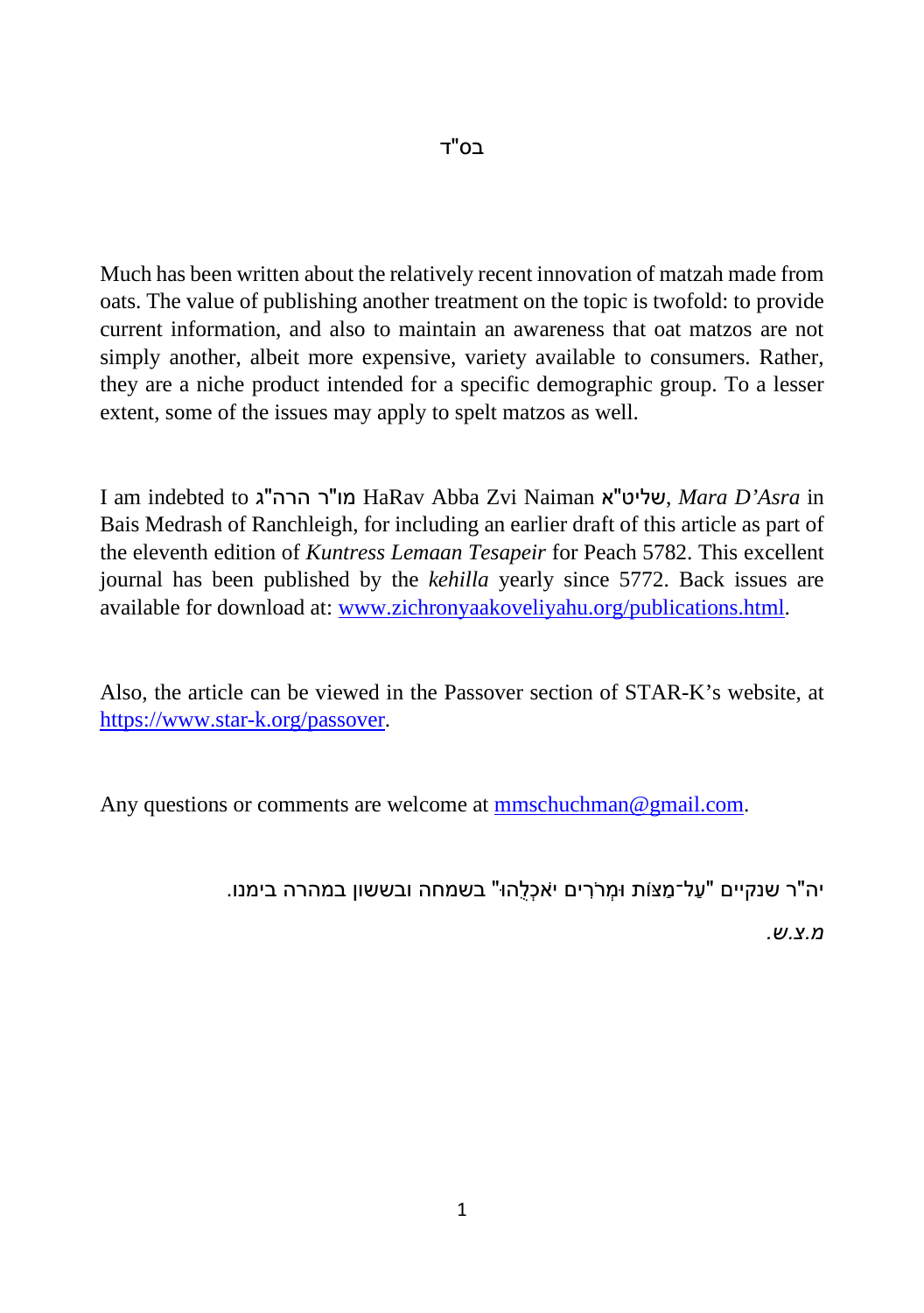בס"ד

Much has been written about the relatively recent innovation of matzah made from oats. The value of publishing another treatment on the topic is twofold: to provide current information, and also to maintain an awareness that oat matzos are not simply another, albeit more expensive, variety available to consumers. Rather, they are a niche product intended for a specific demographic group. To a lesser extent, some of the issues may apply to spelt matzos as well.

I am indebted to מו"ר הרה"ג HaRav Abba Zvi Naiman שליט"א, *Mara D'Asra* in Bais Medrash of Ranchleigh, for including an earlier draft of this article as part of the eleventh edition of *Kuntress Lemaan Tesapeir* for Peach 5782. This excellent journal has been published by the *kehilla* yearly since 5772. Back issues are available for download at: [www.zichronyaakoveliyahu.org/publications.html](www.zichronyaakoveliyahu.org/publications.html).

Also, the article can be viewed in the Passover section of STAR-K's website, at [https://www.star-k.org/passover](https://www.star-k.org/passover).

Any questions or comments are welcome at [mmschuchman@gmail.com](mailto:mmschuchman@gmail.com).

יה"ר שנקיים "עַל־מַצּוֹת וּמְרֹרִים יֹאכְלֻהוּ" בשמחה ובששון במהרה בימנו.

*מ.צ.ש.*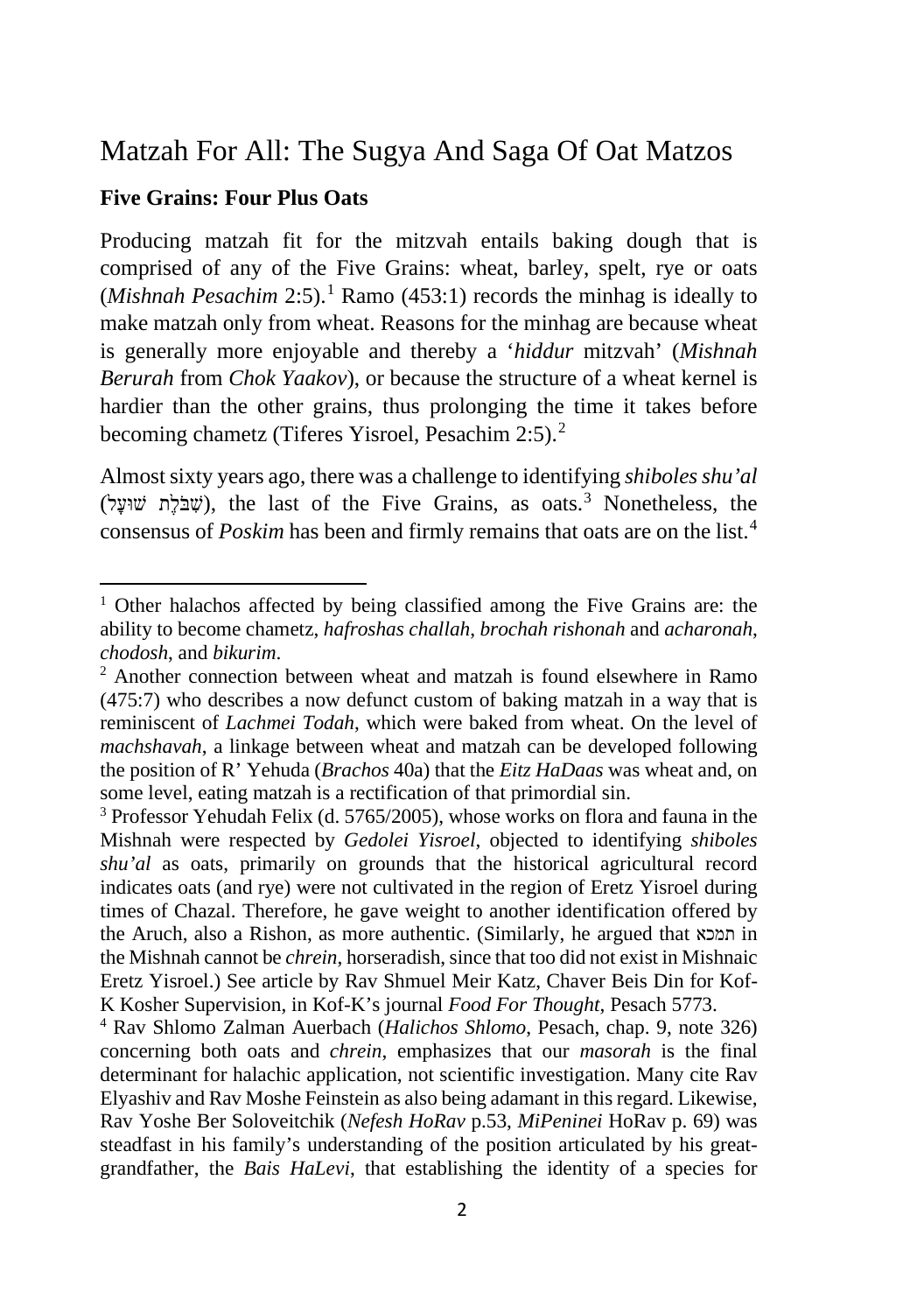# Matzah For All: The Sugya And Saga Of Oat Matzos

## Five Grains: Four Plus Oats

Producing matzah fit for the mitzvah entails baking dough that is comprised of any of the Five Grains: wheat, barley, spelt, rye or oats (*Mishnah Pesachim* 2:5).[1] Ramo (453:1) records the minhag is ideally to make matzah only from wheat. Reasons for the minhag are because wheat is generally more enjoyable and thereby a '*hiddur* mitzvah' (*Mishnah Berurah* from *Chok Yaakov*), or because the structure of a wheat kernel is hardier than the other grains, thus prolonging the time it takes before becoming chametz (Tiferes Yisroel, Pesachim 2:5).[2]

Almost sixty years ago, there was a challenge to identifying *shiboles shu'al* (שִׁבֹּלֶת שׁוּעָל), the last of the Five Grains, as oats.[3] Nonetheless, the consensus of *Poskim* has been and firmly remains that oats are on the list.[4]

---

[1] Other halachos affected by being classified among the Five Grains are: the ability to become chametz, *hafroshas challah*, *brochah rishonah* and *acharonah*, *chodosh*, and *bikurim*.

[2] Another connection between wheat and matzah is found elsewhere in Ramo (475:7) who describes a now defunct custom of baking matzah in a way that is reminiscent of *Lachmei Todah*, which were baked from wheat. On the level of *machshavah*, a linkage between wheat and matzah can be developed following the position of R' Yehuda (*Brachos* 40a) that the *Eitz HaDaas* was wheat and, on some level, eating matzah is a rectification of that primordial sin.

[3] Professor Yehudah Felix (d. 5765/2005), whose works on flora and fauna in the Mishnah were respected by *Gedolei Yisroel*, objected to identifying *shiboles shu'al* as oats, primarily on grounds that the historical agricultural record indicates oats (and rye) were not cultivated in the region of Eretz Yisroel during times of Chazal. Therefore, he gave weight to another identification offered by the Aruch, also a Rishon, as more authentic. (Similarly, he argued that תמכא in the Mishnah cannot be *chrein*, horseradish, since that too did not exist in Mishnaic Eretz Yisroel.) See article by Rav Shmuel Meir Katz, Chaver Beis Din for Kof-K Kosher Supervision, in Kof-K's journal *Food For Thought*, Pesach 5773.

[4] Rav Shlomo Zalman Auerbach (*Halichos Shlomo*, Pesach, chap. 9, note 326) concerning both oats and *chrein*, emphasizes that our *masorah* is the final determinant for halachic application, not scientific investigation. Many cite Rav Elyashiv and Rav Moshe Feinstein as also being adamant in this regard. Likewise, Rav Yoshe Ber Soloveitchik (*Nefesh HoRav* p.53, *MiPeninei* HoRav p. 69) was steadfast in his family's understanding of the position articulated by his great-grandfather, the *Bais HaLevi*, that establishing the identity of a species for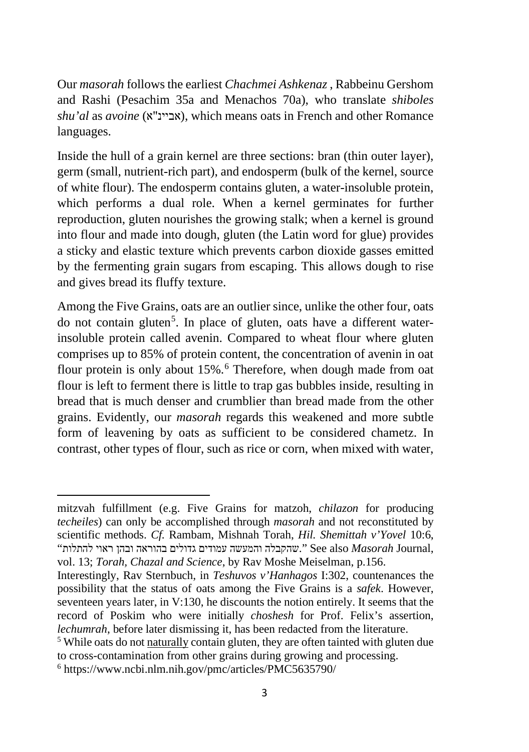Our *masorah* follows the earliest *Chachmei Ashkenaz* , Rabbeinu Gershom and Rashi (Pesachim 35a and Menachos 70a), who translate *shiboles shu'al* as *avoine* (אביינ"א), which means oats in French and other Romance languages.

Inside the hull of a grain kernel are three sections: bran (thin outer layer), germ (small, nutrient-rich part), and endosperm (bulk of the kernel, source of white flour). The endosperm contains gluten, a water-insoluble protein, which performs a dual role. When a kernel germinates for further reproduction, gluten nourishes the growing stalk; when a kernel is ground into flour and made into dough, gluten (the Latin word for glue) provides a sticky and elastic texture which prevents carbon dioxide gasses emitted by the fermenting grain sugars from escaping. This allows dough to rise and gives bread its fluffy texture.

Among the Five Grains, oats are an outlier since, unlike the other four, oats do not contain gluten[5]. In place of gluten, oats have a different water-insoluble protein called avenin. Compared to wheat flour where gluten comprises up to 85% of protein content, the concentration of avenin in oat flour protein is only about 15%.[6] Therefore, when dough made from oat flour is left to ferment there is little to trap gas bubbles inside, resulting in bread that is much denser and crumblier than bread made from the other grains. Evidently, our *masorah* regards this weakened and more subtle form of leavening by oats as sufficient to be considered chametz. In contrast, other types of flour, such as rice or corn, when mixed with water,

---

mitzvah fulfillment (e.g. Five Grains for matzoh, *chilazon* for producing *techeiles*) can only be accomplished through *masorah* and not reconstituted by scientific methods. *Cf.* Rambam, Mishnah Torah, *Hil. Shemittah v'Yovel* 10:6, "שהקבלה והמעשה עמודים גדולים בהוראה ובהן ראוי להתלות." See also *Masorah* Journal, vol. 13; *Torah, Chazal and Science*, by Rav Moshe Meiselman, p.156.

Interestingly, Rav Sternbuch, in *Teshuvos v'Hanhagos* I:302, countenances the possibility that the status of oats among the Five Grains is a *safek*. However, seventeen years later, in V:130, he discounts the notion entirely. It seems that the record of Poskim who were initially *choshesh* for Prof. Felix's assertion, *lechumrah*, before later dismissing it, has been redacted from the literature.

[5] While oats do not <u>naturally</u> contain gluten, they are often tainted with gluten due to cross-contamination from other grains during growing and processing.

[6] https://www.ncbi.nlm.nih.gov/pmc/articles/PMC5635790/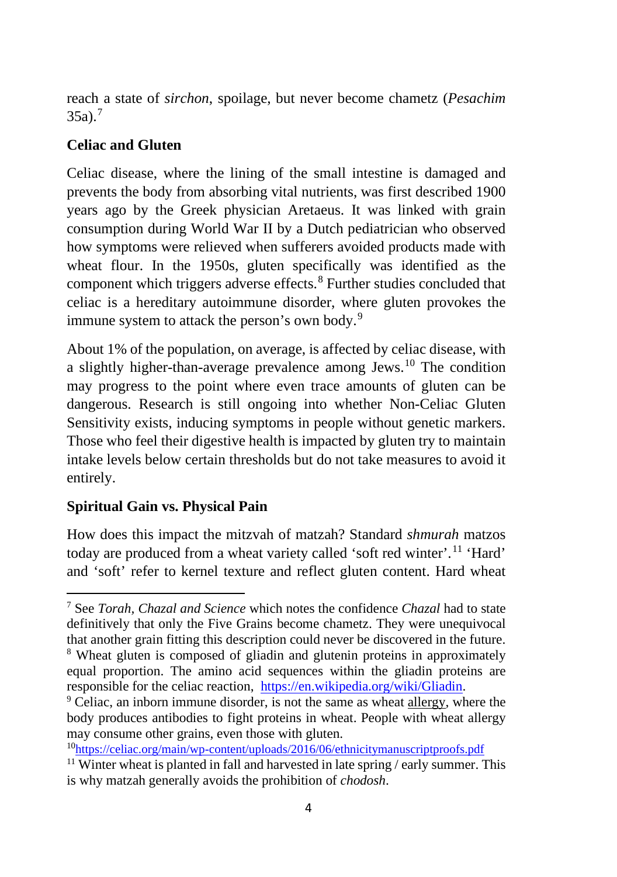reach a state of *sirchon*, spoilage, but never become chametz (*Pesachim* 35a).[7]

### Celiac and Gluten

Celiac disease, where the lining of the small intestine is damaged and prevents the body from absorbing vital nutrients, was first described 1900 years ago by the Greek physician Aretaeus. It was linked with grain consumption during World War II by a Dutch pediatrician who observed how symptoms were relieved when sufferers avoided products made with wheat flour. In the 1950s, gluten specifically was identified as the component which triggers adverse effects.[8] Further studies concluded that celiac is a hereditary autoimmune disorder, where gluten provokes the immune system to attack the person's own body.[9]

About 1% of the population, on average, is affected by celiac disease, with a slightly higher-than-average prevalence among Jews.[10] The condition may progress to the point where even trace amounts of gluten can be dangerous. Research is still ongoing into whether Non-Celiac Gluten Sensitivity exists, inducing symptoms in people without genetic markers. Those who feel their digestive health is impacted by gluten try to maintain intake levels below certain thresholds but do not take measures to avoid it entirely.

### Spiritual Gain vs. Physical Pain

How does this impact the mitzvah of matzah? Standard *shmurah* matzos today are produced from a wheat variety called 'soft red winter'.[11] 'Hard' and 'soft' refer to kernel texture and reflect gluten content. Hard wheat

---

[7] See *Torah, Chazal and Science* which notes the confidence *Chazal* had to state definitively that only the Five Grains become chametz. They were unequivocal that another grain fitting this description could never be discovered in the future.

[8] Wheat gluten is composed of gliadin and glutenin proteins in approximately equal proportion. The amino acid sequences within the gliadin proteins are responsible for the celiac reaction, https://en.wikipedia.org/wiki/Gliadin.

[9] Celiac, an inborn immune disorder, is not the same as wheat allergy, where the body produces antibodies to fight proteins in wheat. People with wheat allergy may consume other grains, even those with gluten.

[10] https://celiac.org/main/wp-content/uploads/2016/06/ethnicitymanuscriptproofs.pdf

[11] Winter wheat is planted in fall and harvested in late spring / early summer. This is why matzah generally avoids the prohibition of *chodosh*.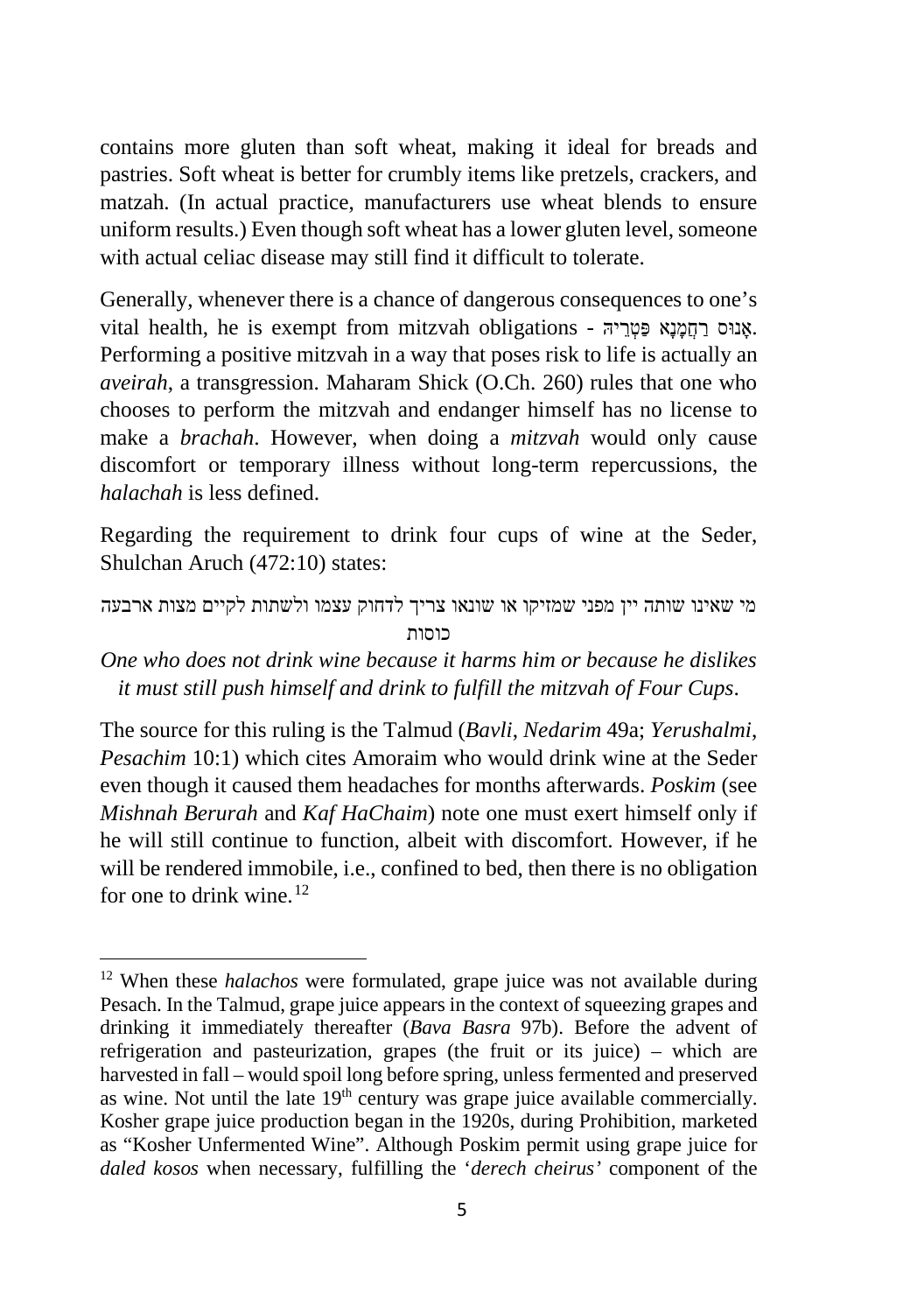contains more gluten than soft wheat, making it ideal for breads and pastries. Soft wheat is better for crumbly items like pretzels, crackers, and matzah. (In actual practice, manufacturers use wheat blends to ensure uniform results.) Even though soft wheat has a lower gluten level, someone with actual celiac disease may still find it difficult to tolerate.

Generally, whenever there is a chance of dangerous consequences to one's vital health, he is exempt from mitzvah obligations - אָנוּס רַחֲמָנָא פַּטְרֵיהּ. Performing a positive mitzvah in a way that poses risk to life is actually an *aveirah*, a transgression. Maharam Shick (O.Ch. 260) rules that one who chooses to perform the mitzvah and endanger himself has no license to make a *brachah*. However, when doing a *mitzvah* would only cause discomfort or temporary illness without long-term repercussions, the *halachah* is less defined.

Regarding the requirement to drink four cups of wine at the Seder, Shulchan Aruch (472:10) states:

מי שאינו שותה יין מפני שמזיקו או שונאו צריך לדחוק עצמו ולשתות לקיים מצות ארבעה כוסות

*One who does not drink wine because it harms him or because he dislikes it must still push himself and drink to fulfill the mitzvah of Four Cups.*

The source for this ruling is the Talmud (*Bavli*, *Nedarim* 49a; *Yerushalmi*, *Pesachim* 10:1) which cites Amoraim who would drink wine at the Seder even though it caused them headaches for months afterwards. *Poskim* (see *Mishnah Berurah* and *Kaf HaChaim*) note one must exert himself only if he will still continue to function, albeit with discomfort. However, if he will be rendered immobile, i.e., confined to bed, then there is no obligation for one to drink wine.[12]

---

[12] When these *halachos* were formulated, grape juice was not available during Pesach. In the Talmud, grape juice appears in the context of squeezing grapes and drinking it immediately thereafter (*Bava Basra* 97b). Before the advent of refrigeration and pasteurization, grapes (the fruit or its juice) – which are harvested in fall – would spoil long before spring, unless fermented and preserved as wine. Not until the late 19th century was grape juice available commercially. Kosher grape juice production began in the 1920s, during Prohibition, marketed as "Kosher Unfermented Wine". Although Poskim permit using grape juice for *daled kosos* when necessary, fulfilling the '*derech cheirus'* component of the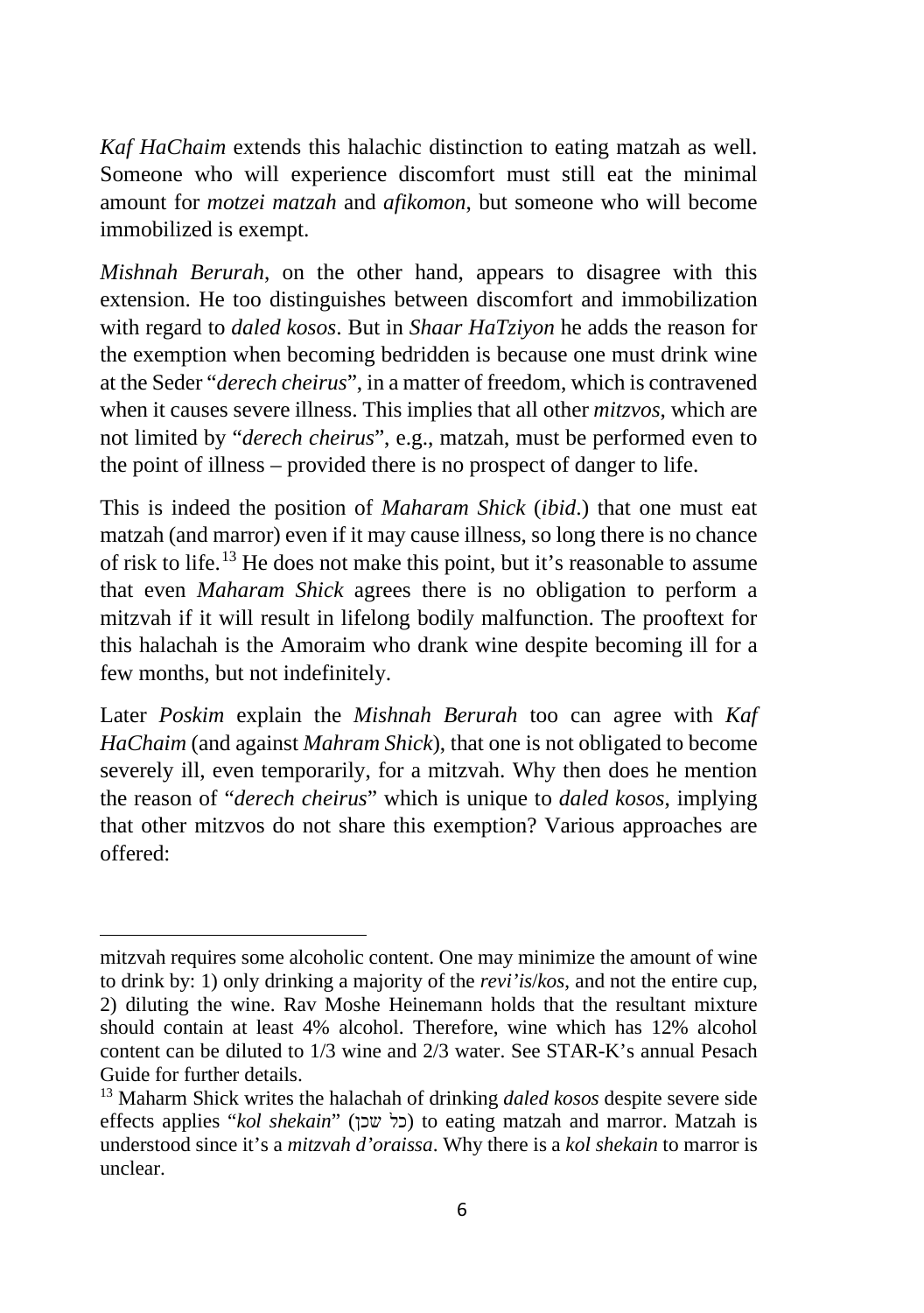*Kaf HaChaim* extends this halachic distinction to eating matzah as well. Someone who will experience discomfort must still eat the minimal amount for *motzei matzah* and *afikomon*, but someone who will become immobilized is exempt.

*Mishnah Berurah*, on the other hand, appears to disagree with this extension. He too distinguishes between discomfort and immobilization with regard to *daled kosos*. But in *Shaar HaTziyon* he adds the reason for the exemption when becoming bedridden is because one must drink wine at the Seder "*derech cheirus*", in a matter of freedom, which is contravened when it causes severe illness. This implies that all other *mitzvos*, which are not limited by "*derech cheirus*", e.g., matzah, must be performed even to the point of illness – provided there is no prospect of danger to life.

This is indeed the position of *Maharam Shick* (*ibid*.) that one must eat matzah (and marror) even if it may cause illness, so long there is no chance of risk to life.[13] He does not make this point, but it's reasonable to assume that even *Maharam Shick* agrees there is no obligation to perform a mitzvah if it will result in lifelong bodily malfunction. The prooftext for this halachah is the Amoraim who drank wine despite becoming ill for a few months, but not indefinitely.

Later *Poskim* explain the *Mishnah Berurah* too can agree with *Kaf HaChaim* (and against *Mahram Shick*), that one is not obligated to become severely ill, even temporarily, for a mitzvah. Why then does he mention the reason of "*derech cheirus*" which is unique to *daled kosos*, implying that other mitzvos do not share this exemption? Various approaches are offered:

---

mitzvah requires some alcoholic content. One may minimize the amount of wine to drink by: 1) only drinking a majority of the *revi'is*/*kos*, and not the entire cup, 2) diluting the wine. Rav Moshe Heinemann holds that the resultant mixture should contain at least 4% alcohol. Therefore, wine which has 12% alcohol content can be diluted to 1/3 wine and 2/3 water. See STAR-K's annual Pesach Guide for further details.

[13] Maharm Shick writes the halachah of drinking *daled kosos* despite severe side effects applies "*kol shekain*" (כל שכן) to eating matzah and marror. Matzah is understood since it's a *mitzvah d'oraissa*. Why there is a *kol shekain* to marror is unclear.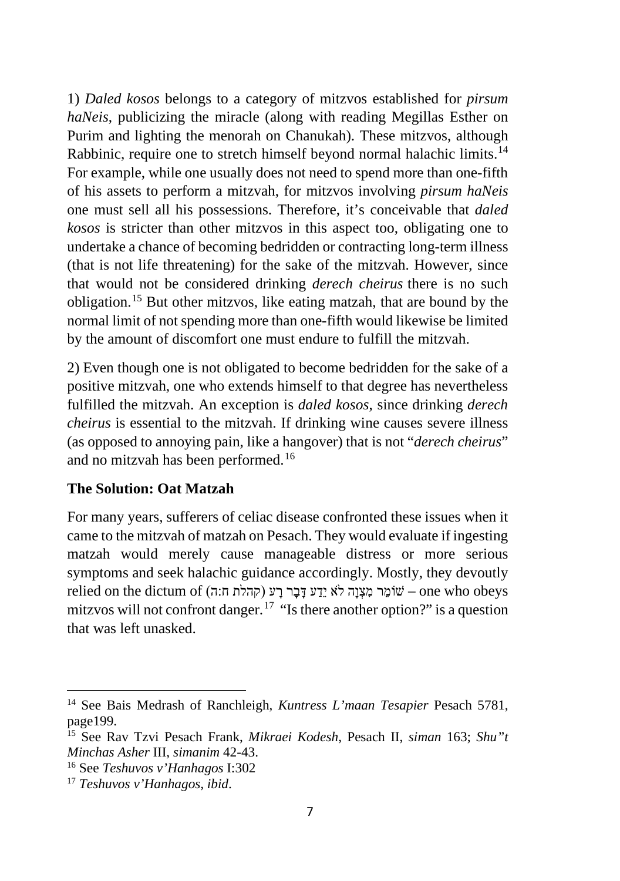1) *Daled kosos* belongs to a category of mitzvos established for *pirsum haNeis*, publicizing the miracle (along with reading Megillas Esther on Purim and lighting the menorah on Chanukah). These mitzvos, although Rabbinic, require one to stretch himself beyond normal halachic limits.[14] For example, while one usually does not need to spend more than one-fifth of his assets to perform a mitzvah, for mitzvos involving *pirsum haNeis* one must sell all his possessions. Therefore, it's conceivable that *daled kosos* is stricter than other mitzvos in this aspect too, obligating one to undertake a chance of becoming bedridden or contracting long-term illness (that is not life threatening) for the sake of the mitzvah. However, since that would not be considered drinking *derech cheirus* there is no such obligation.[15] But other mitzvos, like eating matzah, that are bound by the normal limit of not spending more than one-fifth would likewise be limited by the amount of discomfort one must endure to fulfill the mitzvah.

2) Even though one is not obligated to become bedridden for the sake of a positive mitzvah, one who extends himself to that degree has nevertheless fulfilled the mitzvah. An exception is *daled kosos*, since drinking *derech cheirus* is essential to the mitzvah. If drinking wine causes severe illness (as opposed to annoying pain, like a hangover) that is not "*derech cheirus*" and no mitzvah has been performed.[16]

### The Solution: Oat Matzah

For many years, sufferers of celiac disease confronted these issues when it came to the mitzvah of matzah on Pesach. They would evaluate if ingesting matzah would merely cause manageable distress or more serious symptoms and seek halachic guidance accordingly. Mostly, they devoutly relied on the dictum of (קהלת ח:ה) שׁוֹמֵר מִצְוָה לֹא יֵדַע דָּבָר רָע – one who obeys mitzvos will not confront danger.[17] "Is there another option?" is a question that was left unasked.

---

[14] See Bais Medrash of Ranchleigh, *Kuntress L'maan Tesapier* Pesach 5781, page199.

[15] See Rav Tzvi Pesach Frank, *Mikraei Kodesh*, Pesach II, *siman* 163; *Shu"t Minchas Asher* III, *simanim* 42-43.

[16] See *Teshuvos v'Hanhagos* I:302

[17] *Teshuvos v'Hanhagos*, *ibid*.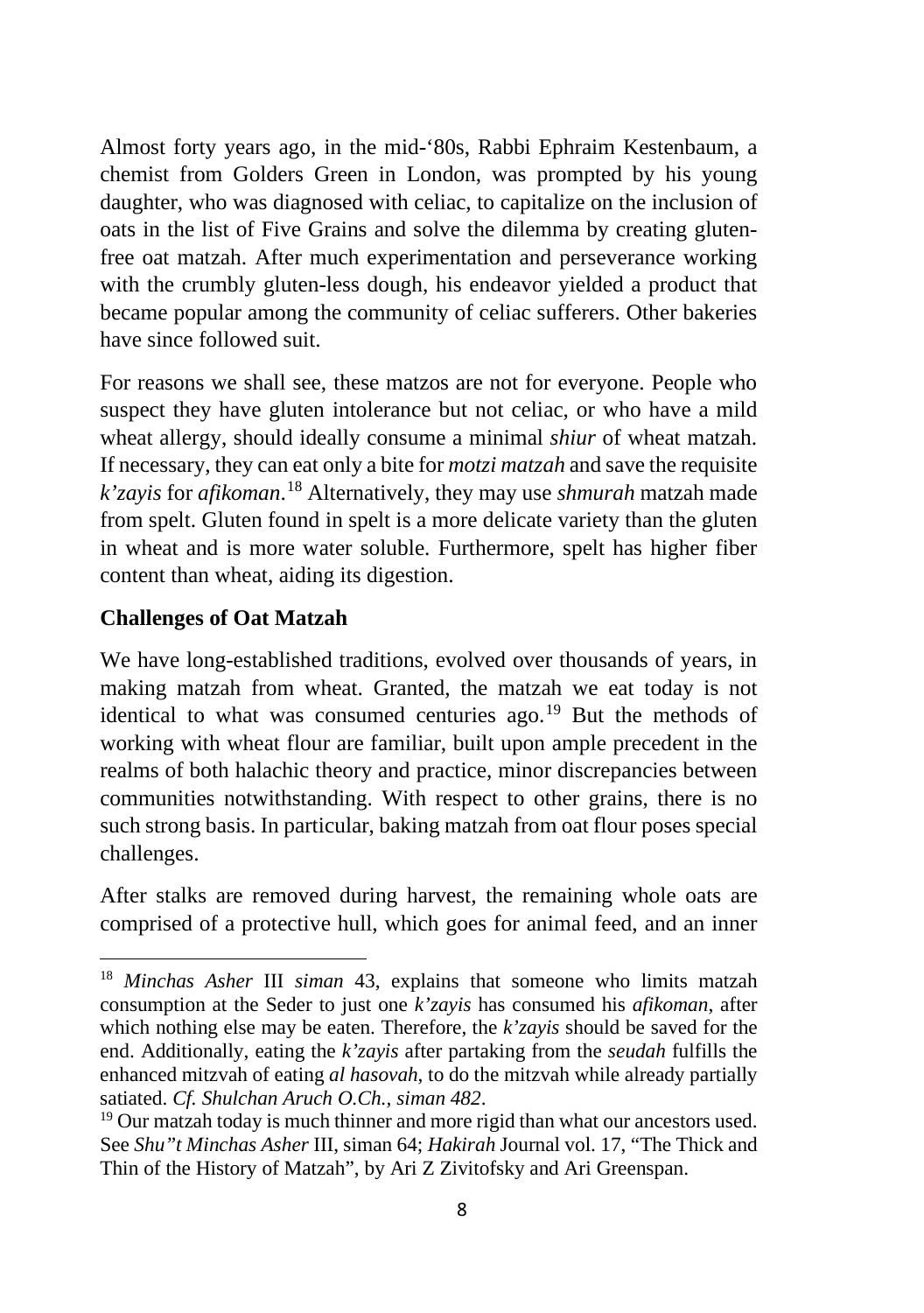Almost forty years ago, in the mid-'80s, Rabbi Ephraim Kestenbaum, a chemist from Golders Green in London, was prompted by his young daughter, who was diagnosed with celiac, to capitalize on the inclusion of oats in the list of Five Grains and solve the dilemma by creating gluten-free oat matzah. After much experimentation and perseverance working with the crumbly gluten-less dough, his endeavor yielded a product that became popular among the community of celiac sufferers. Other bakeries have since followed suit.

For reasons we shall see, these matzos are not for everyone. People who suspect they have gluten intolerance but not celiac, or who have a mild wheat allergy, should ideally consume a minimal *shiur* of wheat matzah. If necessary, they can eat only a bite for *motzi matzah* and save the requisite *k'zayis* for *afikoman*.[18] Alternatively, they may use *shmurah* matzah made from spelt. Gluten found in spelt is a more delicate variety than the gluten in wheat and is more water soluble. Furthermore, spelt has higher fiber content than wheat, aiding its digestion.

**Challenges of Oat Matzah**

We have long-established traditions, evolved over thousands of years, in making matzah from wheat. Granted, the matzah we eat today is not identical to what was consumed centuries ago.[19] But the methods of working with wheat flour are familiar, built upon ample precedent in the realms of both halachic theory and practice, minor discrepancies between communities notwithstanding. With respect to other grains, there is no such strong basis. In particular, baking matzah from oat flour poses special challenges.

After stalks are removed during harvest, the remaining whole oats are comprised of a protective hull, which goes for animal feed, and an inner

---

[18] *Minchas Asher* III *siman* 43, explains that someone who limits matzah consumption at the Seder to just one *k'zayis* has consumed his *afikoman*, after which nothing else may be eaten. Therefore, the *k'zayis* should be saved for the end. Additionally, eating the *k'zayis* after partaking from the *seudah* fulfills the enhanced mitzvah of eating *al hasovah*, to do the mitzvah while already partially satiated. *Cf. Shulchan Aruch O.Ch., siman 482*.

[19] Our matzah today is much thinner and more rigid than what our ancestors used. See *Shu"t Minchas Asher* III, siman 64; *Hakirah* Journal vol. 17, "The Thick and Thin of the History of Matzah", by Ari Z Zivitofsky and Ari Greenspan.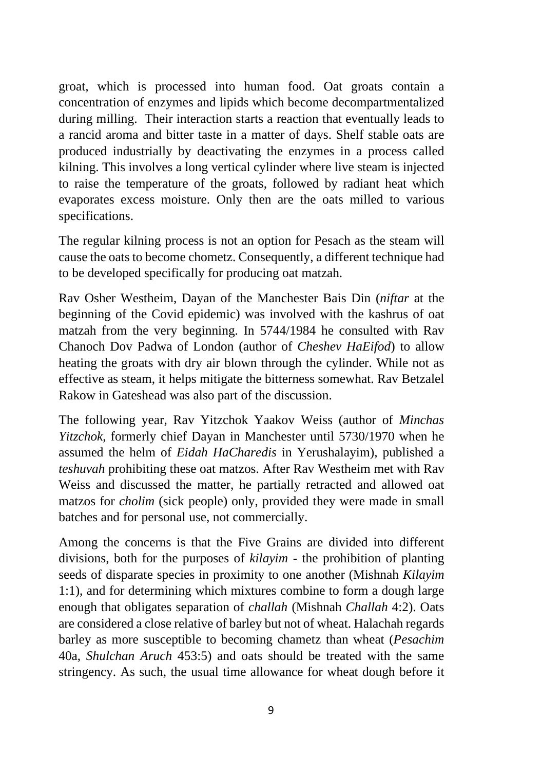groat, which is processed into human food. Oat groats contain a concentration of enzymes and lipids which become decompartmentalized during milling. Their interaction starts a reaction that eventually leads to a rancid aroma and bitter taste in a matter of days. Shelf stable oats are produced industrially by deactivating the enzymes in a process called kilning. This involves a long vertical cylinder where live steam is injected to raise the temperature of the groats, followed by radiant heat which evaporates excess moisture. Only then are the oats milled to various specifications.

The regular kilning process is not an option for Pesach as the steam will cause the oats to become chometz. Consequently, a different technique had to be developed specifically for producing oat matzah.

Rav Osher Westheim, Dayan of the Manchester Bais Din (*niftar* at the beginning of the Covid epidemic) was involved with the kashrus of oat matzah from the very beginning. In 5744/1984 he consulted with Rav Chanoch Dov Padwa of London (author of *Cheshev HaEifod*) to allow heating the groats with dry air blown through the cylinder. While not as effective as steam, it helps mitigate the bitterness somewhat. Rav Betzalel Rakow in Gateshead was also part of the discussion.

The following year, Rav Yitzchok Yaakov Weiss (author of *Minchas Yitzchok*, formerly chief Dayan in Manchester until 5730/1970 when he assumed the helm of *Eidah HaCharedis* in Yerushalayim), published a *teshuvah* prohibiting these oat matzos. After Rav Westheim met with Rav Weiss and discussed the matter, he partially retracted and allowed oat matzos for *cholim* (sick people) only, provided they were made in small batches and for personal use, not commercially.

Among the concerns is that the Five Grains are divided into different divisions, both for the purposes of *kilayim* - the prohibition of planting seeds of disparate species in proximity to one another (Mishnah *Kilayim* 1:1), and for determining which mixtures combine to form a dough large enough that obligates separation of *challah* (Mishnah *Challah* 4:2). Oats are considered a close relative of barley but not of wheat. Halachah regards barley as more susceptible to becoming chametz than wheat (*Pesachim* 40a, *Shulchan Aruch* 453:5) and oats should be treated with the same stringency. As such, the usual time allowance for wheat dough before it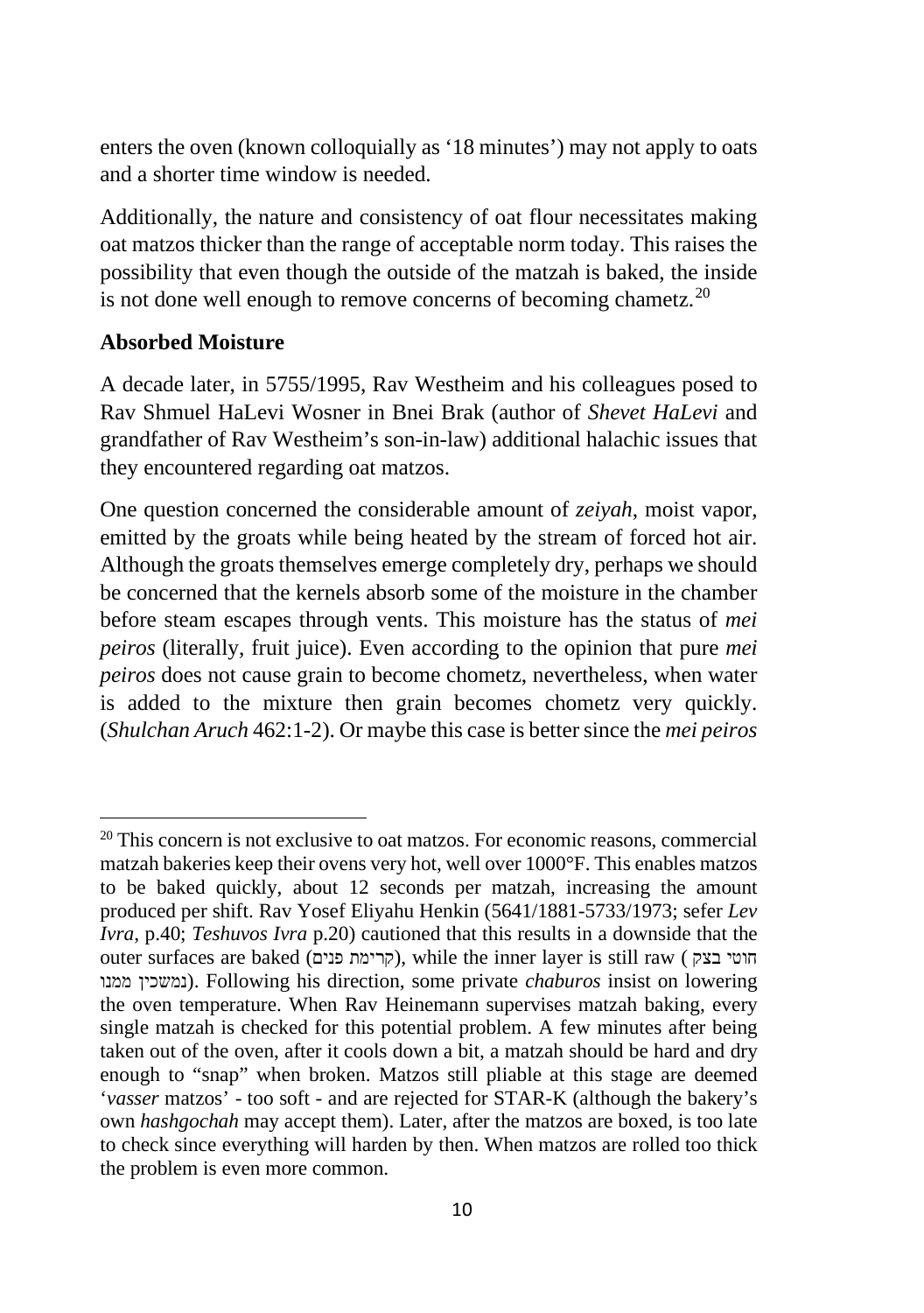enters the oven (known colloquially as '18 minutes') may not apply to oats and a shorter time window is needed.

Additionally, the nature and consistency of oat flour necessitates making oat matzos thicker than the range of acceptable norm today. This raises the possibility that even though the outside of the matzah is baked, the inside is not done well enough to remove concerns of becoming chametz.[20]

**Absorbed Moisture**

A decade later, in 5755/1995, Rav Westheim and his colleagues posed to Rav Shmuel HaLevi Wosner in Bnei Brak (author of *Shevet HaLevi* and grandfather of Rav Westheim's son-in-law) additional halachic issues that they encountered regarding oat matzos.

One question concerned the considerable amount of *zeiyah*, moist vapor, emitted by the groats while being heated by the stream of forced hot air. Although the groats themselves emerge completely dry, perhaps we should be concerned that the kernels absorb some of the moisture in the chamber before steam escapes through vents. This moisture has the status of *mei peiros* (literally, fruit juice). Even according to the opinion that pure *mei peiros* does not cause grain to become chometz, nevertheless, when water is added to the mixture then grain becomes chometz very quickly. (*Shulchan Aruch* 462:1-2). Or maybe this case is better since the *mei peiros*

---

[20] This concern is not exclusive to oat matzos. For economic reasons, commercial matzah bakeries keep their ovens very hot, well over 1000°F. This enables matzos to be baked quickly, about 12 seconds per matzah, increasing the amount produced per shift. Rav Yosef Eliyahu Henkin (5641/1881-5733/1973; sefer *Lev Ivra*, p.40; *Teshuvos Ivra* p.20) cautioned that this results in a downside that the outer surfaces are baked (קרימת פנים), while the inner layer is still raw (חוטי בצק נמשכין ממנו). Following his direction, some private *chaburos* insist on lowering the oven temperature. When Rav Heinemann supervises matzah baking, every single matzah is checked for this potential problem. A few minutes after being taken out of the oven, after it cools down a bit, a matzah should be hard and dry enough to "snap" when broken. Matzos still pliable at this stage are deemed '*vasser* matzos' - too soft - and are rejected for STAR-K (although the bakery's own *hashgochah* may accept them). Later, after the matzos are boxed, is too late to check since everything will harden by then. When matzos are rolled too thick the problem is even more common.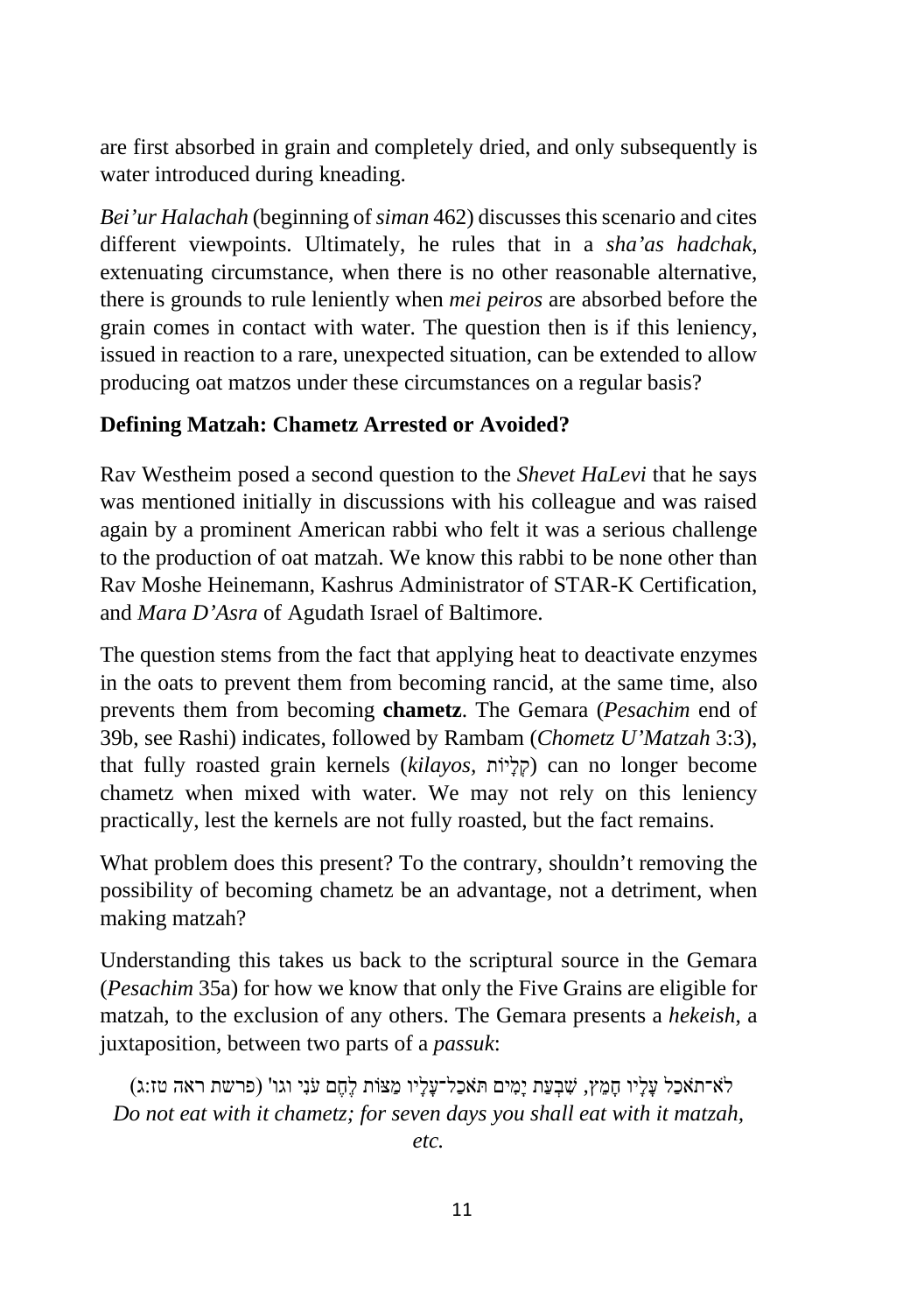are first absorbed in grain and completely dried, and only subsequently is water introduced during kneading.

*Bei'ur Halachah* (beginning of *siman* 462) discusses this scenario and cites different viewpoints. Ultimately, he rules that in a *sha'as hadchak*, extenuating circumstance, when there is no other reasonable alternative, there is grounds to rule leniently when *mei peiros* are absorbed before the grain comes in contact with water. The question then is if this leniency, issued in reaction to a rare, unexpected situation, can be extended to allow producing oat matzos under these circumstances on a regular basis?

### Defining Matzah: Chametz Arrested or Avoided?

Rav Westheim posed a second question to the *Shevet HaLevi* that he says was mentioned initially in discussions with his colleague and was raised again by a prominent American rabbi who felt it was a serious challenge to the production of oat matzah. We know this rabbi to be none other than Rav Moshe Heinemann, Kashrus Administrator of STAR-K Certification, and *Mara D'Asra* of Agudath Israel of Baltimore.

The question stems from the fact that applying heat to deactivate enzymes in the oats to prevent them from becoming rancid, at the same time, also prevents them from becoming **chametz**. The Gemara (*Pesachim* end of 39b, see Rashi) indicates, followed by Rambam (*Chometz U'Matzah* 3:3), that fully roasted grain kernels (*kilayos,* קְלָיוֹת) can no longer become chametz when mixed with water. We may not rely on this leniency practically, lest the kernels are not fully roasted, but the fact remains.

What problem does this present? To the contrary, shouldn't removing the possibility of becoming chametz be an advantage, not a detriment, when making matzah?

Understanding this takes us back to the scriptural source in the Gemara (*Pesachim* 35a) for how we know that only the Five Grains are eligible for matzah, to the exclusion of any others. The Gemara presents a *hekeish*, a juxtaposition, between two parts of a *passuk*:

לֹא־תֹאכַל עָלָיו חָמֵץ, שִׁבְעַת יָמִים תֹּאכַל־עָלָיו מַצּוֹת לֶחֶם עֹנִי וגו' (פרשת ראה טז:ג)

*Do not eat with it chametz; for seven days you shall eat with it matzah, etc.*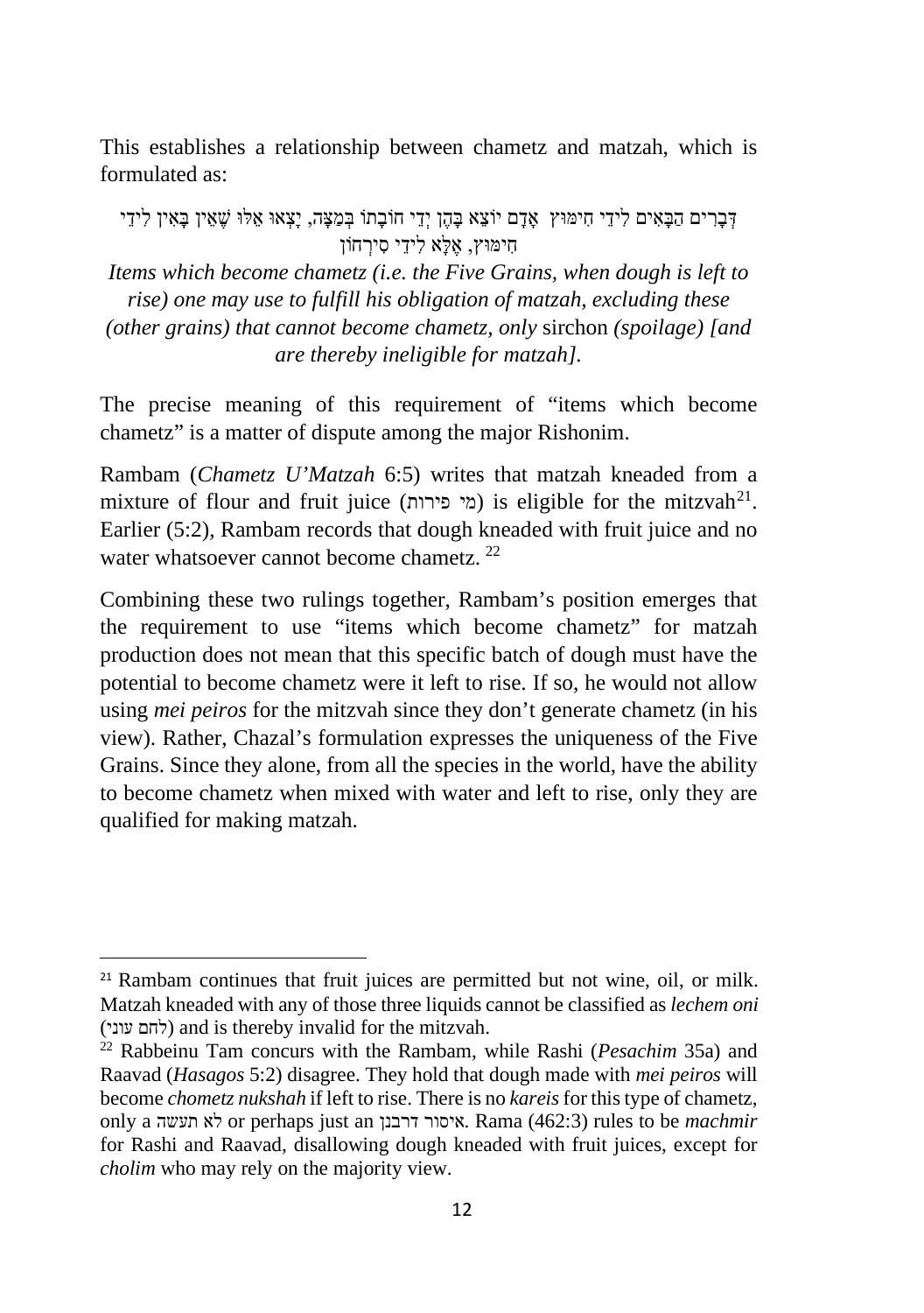This establishes a relationship between chametz and matzah, which is formulated as:

דְּבָרִים הַבָּאִים לִידֵי חִימּוּץ  אָדָם יוֹצֵא בָהֶן יְדֵי חוֹבָתוֹ בְּמַצָּה, יָצְאוּ אֵלּוּ שֶׁאֵין בָּאִין לִידֵי חִימּוּץ, אֶלָּא לִידֵי סִירְחוֹן

*Items which become chametz (i.e. the Five Grains, when dough is left to rise) one may use to fulfill his obligation of matzah, excluding these (other grains) that cannot become chametz, only* sirchon *(spoilage) [and are thereby ineligible for matzah].*

The precise meaning of this requirement of "items which become chametz" is a matter of dispute among the major Rishonim.

Rambam (*Chametz U'Matzah* 6:5) writes that matzah kneaded from a mixture of flour and fruit juice (מי פירות) is eligible for the mitzvah[21]. Earlier (5:2), Rambam records that dough kneaded with fruit juice and no water whatsoever cannot become chametz. [22]

Combining these two rulings together, Rambam's position emerges that the requirement to use "items which become chametz" for matzah production does not mean that this specific batch of dough must have the potential to become chametz were it left to rise. If so, he would not allow using *mei peiros* for the mitzvah since they don't generate chametz (in his view). Rather, Chazal's formulation expresses the uniqueness of the Five Grains. Since they alone, from all the species in the world, have the ability to become chametz when mixed with water and left to rise, only they are qualified for making matzah.

---

[21] Rambam continues that fruit juices are permitted but not wine, oil, or milk. Matzah kneaded with any of those three liquids cannot be classified as *lechem oni* (לחם עוני) and is thereby invalid for the mitzvah.

[22] Rabbeinu Tam concurs with the Rambam, while Rashi (*Pesachim* 35a) and Raavad (*Hasagos* 5:2) disagree. They hold that dough made with *mei peiros* will become *chometz nukshah* if left to rise. There is no *kareis* for this type of chametz, only a לא תעשה or perhaps just an איסור דרבנן. Rama (462:3) rules to be *machmir* for Rashi and Raavad, disallowing dough kneaded with fruit juices, except for *cholim* who may rely on the majority view.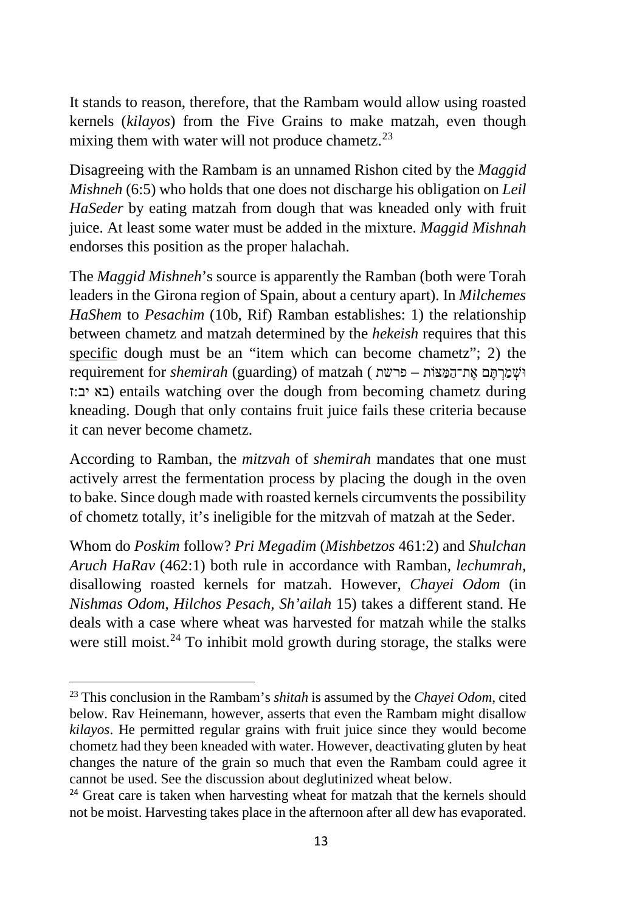It stands to reason, therefore, that the Rambam would allow using roasted kernels (*kilayos*) from the Five Grains to make matzah, even though mixing them with water will not produce chametz.[23]

Disagreeing with the Rambam is an unnamed Rishon cited by the *Maggid Mishneh* (6:5) who holds that one does not discharge his obligation on *Leil HaSeder* by eating matzah from dough that was kneaded only with fruit juice. At least some water must be added in the mixture. *Maggid Mishnah* endorses this position as the proper halachah.

The *Maggid Mishneh*'s source is apparently the Ramban (both were Torah leaders in the Girona region of Spain, about a century apart). In *Milchemes HaShem* to *Pesachim* (10b, Rif) Ramban establishes: 1) the relationship between chametz and matzah determined by the *hekeish* requires that this <u>specific</u> dough must be an "item which can become chametz"; 2) the requirement for *shemirah* (guarding) of matzah (וּשְׁמַרְתֶּם אֶת־הַמַּצּוֹת – פרשת בא יב:ז) entails watching over the dough from becoming chametz during kneading. Dough that only contains fruit juice fails these criteria because it can never become chametz.

According to Ramban, the *mitzvah* of *shemirah* mandates that one must actively arrest the fermentation process by placing the dough in the oven to bake. Since dough made with roasted kernels circumvents the possibility of chometz totally, it's ineligible for the mitzvah of matzah at the Seder.

Whom do *Poskim* follow? *Pri Megadim* (*Mishbetzos* 461:2) and *Shulchan Aruch HaRav* (462:1) both rule in accordance with Ramban, *lechumrah*, disallowing roasted kernels for matzah. However, *Chayei Odom* (in *Nishmas Odom*, *Hilchos Pesach, Sh'ailah* 15) takes a different stand. He deals with a case where wheat was harvested for matzah while the stalks were still moist.[24] To inhibit mold growth during storage, the stalks were

---

[23] This conclusion in the Rambam's *shitah* is assumed by the *Chayei Odom*, cited below. Rav Heinemann, however, asserts that even the Rambam might disallow *kilayos*. He permitted regular grains with fruit juice since they would become chometz had they been kneaded with water. However, deactivating gluten by heat changes the nature of the grain so much that even the Rambam could agree it cannot be used. See the discussion about deglutinized wheat below.

[24] Great care is taken when harvesting wheat for matzah that the kernels should not be moist. Harvesting takes place in the afternoon after all dew has evaporated.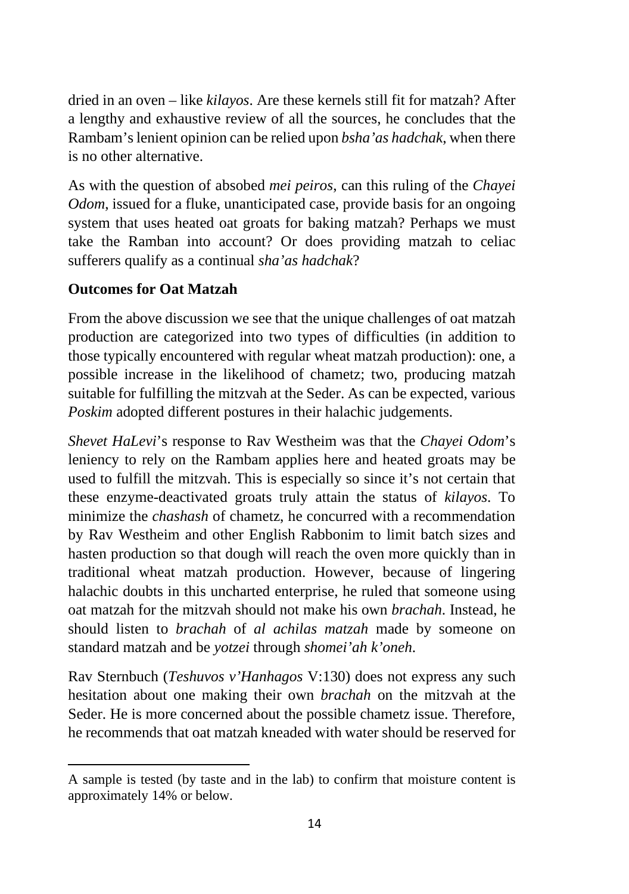dried in an oven – like *kilayos*. Are these kernels still fit for matzah? After a lengthy and exhaustive review of all the sources, he concludes that the Rambam's lenient opinion can be relied upon *bsha'as hadchak*, when there is no other alternative.

As with the question of absobed *mei peiros*, can this ruling of the *Chayei Odom*, issued for a fluke, unanticipated case, provide basis for an ongoing system that uses heated oat groats for baking matzah? Perhaps we must take the Ramban into account? Or does providing matzah to celiac sufferers qualify as a continual *sha'as hadchak*?

**Outcomes for Oat Matzah**

From the above discussion we see that the unique challenges of oat matzah production are categorized into two types of difficulties (in addition to those typically encountered with regular wheat matzah production): one, a possible increase in the likelihood of chametz; two, producing matzah suitable for fulfilling the mitzvah at the Seder. As can be expected, various *Poskim* adopted different postures in their halachic judgements.

*Shevet HaLevi*'s response to Rav Westheim was that the *Chayei Odom*'s leniency to rely on the Rambam applies here and heated groats may be used to fulfill the mitzvah. This is especially so since it's not certain that these enzyme-deactivated groats truly attain the status of *kilayos*. To minimize the *chashash* of chametz, he concurred with a recommendation by Rav Westheim and other English Rabbonim to limit batch sizes and hasten production so that dough will reach the oven more quickly than in traditional wheat matzah production. However, because of lingering halachic doubts in this uncharted enterprise, he ruled that someone using oat matzah for the mitzvah should not make his own *brachah*. Instead, he should listen to *brachah* of *al achilas matzah* made by someone on standard matzah and be *yotzei* through *shomei'ah k'oneh*.

Rav Sternbuch (*Teshuvos v'Hanhagos* V:130) does not express any such hesitation about one making their own *brachah* on the mitzvah at the Seder. He is more concerned about the possible chametz issue. Therefore, he recommends that oat matzah kneaded with water should be reserved for

---

A sample is tested (by taste and in the lab) to confirm that moisture content is approximately 14% or below.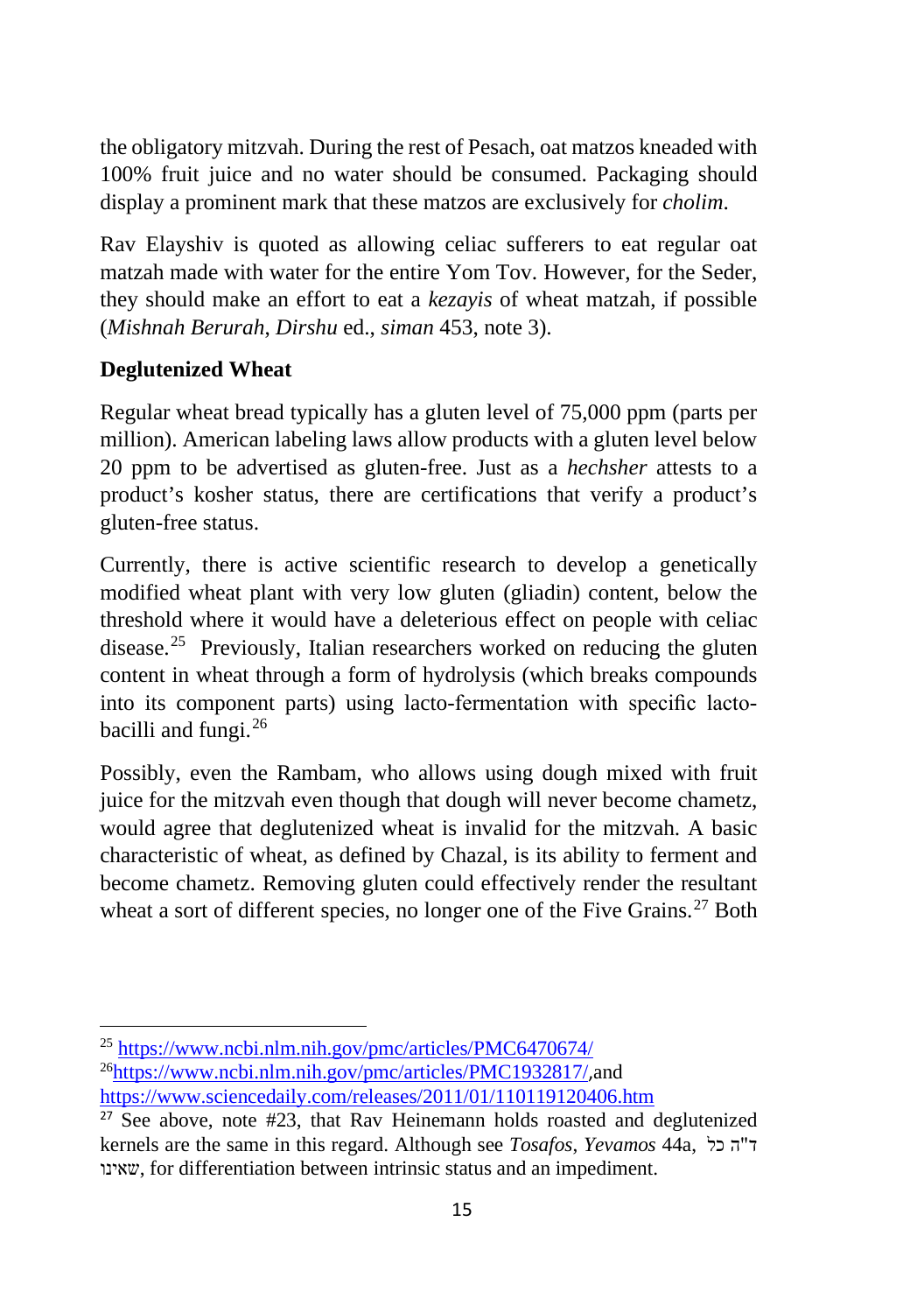the obligatory mitzvah. During the rest of Pesach, oat matzos kneaded with 100% fruit juice and no water should be consumed. Packaging should display a prominent mark that these matzos are exclusively for *cholim*.

Rav Elayshiv is quoted as allowing celiac sufferers to eat regular oat matzah made with water for the entire Yom Tov. However, for the Seder, they should make an effort to eat a *kezayis* of wheat matzah, if possible (*Mishnah Berurah*, *Dirshu* ed., *siman* 453, note 3).

**Deglutenized Wheat**

Regular wheat bread typically has a gluten level of 75,000 ppm (parts per million). American labeling laws allow products with a gluten level below 20 ppm to be advertised as gluten-free. Just as a *hechsher* attests to a product's kosher status, there are certifications that verify a product's gluten-free status.

Currently, there is active scientific research to develop a genetically modified wheat plant with very low gluten (gliadin) content, below the threshold where it would have a deleterious effect on people with celiac disease.[25] Previously, Italian researchers worked on reducing the gluten content in wheat through a form of hydrolysis (which breaks compounds into its component parts) using lacto-fermentation with specific lacto-bacilli and fungi.[26]

Possibly, even the Rambam, who allows using dough mixed with fruit juice for the mitzvah even though that dough will never become chametz, would agree that deglutenized wheat is invalid for the mitzvah. A basic characteristic of wheat, as defined by Chazal, is its ability to ferment and become chametz. Removing gluten could effectively render the resultant wheat a sort of different species, no longer one of the Five Grains.[27] Both

---

[25] https://www.ncbi.nlm.nih.gov/pmc/articles/PMC6470674/

[26] https://www.ncbi.nlm.nih.gov/pmc/articles/PMC1932817/,and https://www.sciencedaily.com/releases/2011/01/110119120406.htm

[27] See above, note #23, that Rav Heinemann holds roasted and deglutenized kernels are the same in this regard. Although see *Tosafos*, *Yevamos* 44a, ד"ה כל שאינו, for differentiation between intrinsic status and an impediment.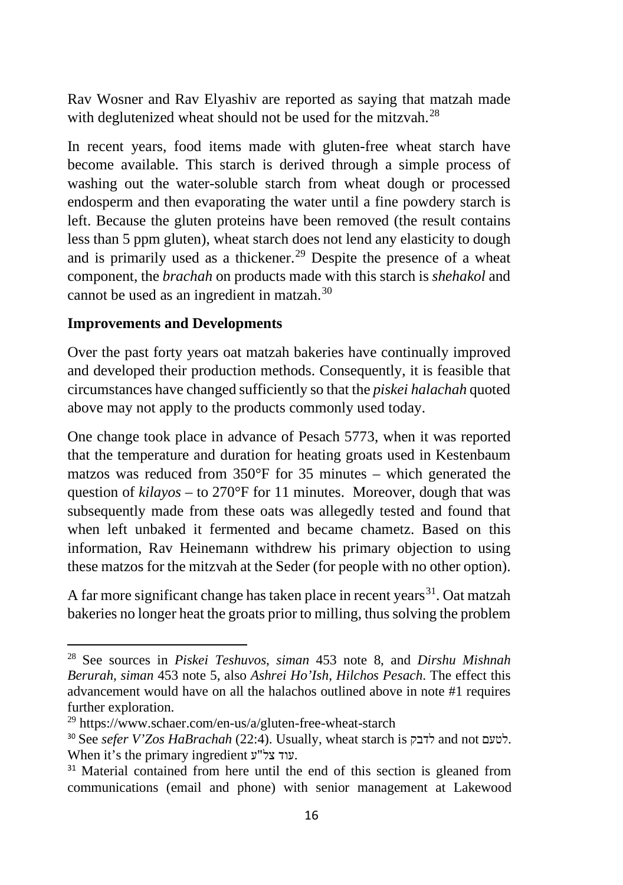Rav Wosner and Rav Elyashiv are reported as saying that matzah made with deglutenized wheat should not be used for the mitzvah.[28]

In recent years, food items made with gluten-free wheat starch have become available. This starch is derived through a simple process of washing out the water-soluble starch from wheat dough or processed endosperm and then evaporating the water until a fine powdery starch is left. Because the gluten proteins have been removed (the result contains less than 5 ppm gluten), wheat starch does not lend any elasticity to dough and is primarily used as a thickener.[29] Despite the presence of a wheat component, the *brachah* on products made with this starch is *shehakol* and cannot be used as an ingredient in matzah.[30]

### Improvements and Developments

Over the past forty years oat matzah bakeries have continually improved and developed their production methods. Consequently, it is feasible that circumstances have changed sufficiently so that the *piskei halachah* quoted above may not apply to the products commonly used today.

One change took place in advance of Pesach 5773, when it was reported that the temperature and duration for heating groats used in Kestenbaum matzos was reduced from 350°F for 35 minutes – which generated the question of *kilayos* – to 270°F for 11 minutes. Moreover, dough that was subsequently made from these oats was allegedly tested and found that when left unbaked it fermented and became chametz. Based on this information, Rav Heinemann withdrew his primary objection to using these matzos for the mitzvah at the Seder (for people with no other option).

A far more significant change has taken place in recent years[31]. Oat matzah bakeries no longer heat the groats prior to milling, thus solving the problem

---

[28] See sources in *Piskei Teshuvos*, *siman* 453 note 8, and *Dirshu Mishnah Berurah*, *siman* 453 note 5, also *Ashrei Ho'Ish*, *Hilchos Pesach*. The effect this advancement would have on all the halachos outlined above in note #1 requires further exploration.

[29] https://www.schaer.com/en-us/a/gluten-free-wheat-starch

[30] See *sefer V'Zos HaBrachah* (22:4). Usually, wheat starch is לדבק and not לטעם. When it's the primary ingredient עוד צל"ע.

[31] Material contained from here until the end of this section is gleaned from communications (email and phone) with senior management at Lakewood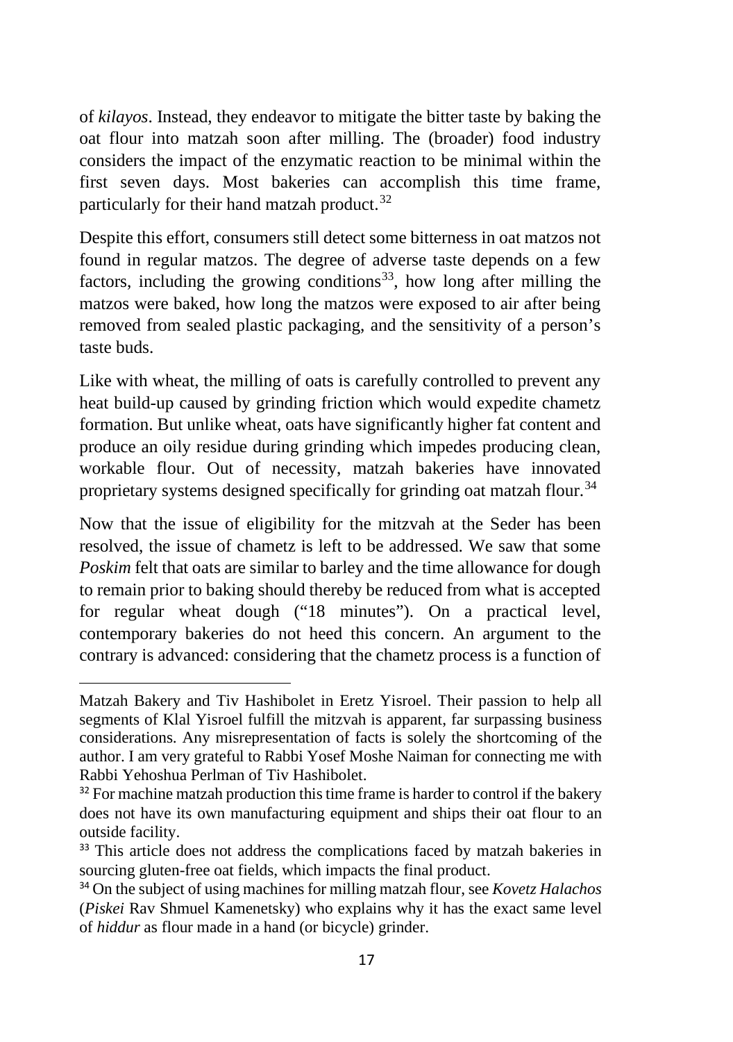of *kilayos*. Instead, they endeavor to mitigate the bitter taste by baking the oat flour into matzah soon after milling. The (broader) food industry considers the impact of the enzymatic reaction to be minimal within the first seven days. Most bakeries can accomplish this time frame, particularly for their hand matzah product.[32]

Despite this effort, consumers still detect some bitterness in oat matzos not found in regular matzos. The degree of adverse taste depends on a few factors, including the growing conditions[33], how long after milling the matzos were baked, how long the matzos were exposed to air after being removed from sealed plastic packaging, and the sensitivity of a person's taste buds.

Like with wheat, the milling of oats is carefully controlled to prevent any heat build-up caused by grinding friction which would expedite chametz formation. But unlike wheat, oats have significantly higher fat content and produce an oily residue during grinding which impedes producing clean, workable flour. Out of necessity, matzah bakeries have innovated proprietary systems designed specifically for grinding oat matzah flour.[34]

Now that the issue of eligibility for the mitzvah at the Seder has been resolved, the issue of chametz is left to be addressed. We saw that some *Poskim* felt that oats are similar to barley and the time allowance for dough to remain prior to baking should thereby be reduced from what is accepted for regular wheat dough ("18 minutes"). On a practical level, contemporary bakeries do not heed this concern. An argument to the contrary is advanced: considering that the chametz process is a function of

---

Matzah Bakery and Tiv Hashibolet in Eretz Yisroel. Their passion to help all segments of Klal Yisroel fulfill the mitzvah is apparent, far surpassing business considerations. Any misrepresentation of facts is solely the shortcoming of the author. I am very grateful to Rabbi Yosef Moshe Naiman for connecting me with Rabbi Yehoshua Perlman of Tiv Hashibolet.

[32] For machine matzah production this time frame is harder to control if the bakery does not have its own manufacturing equipment and ships their oat flour to an outside facility.

[33] This article does not address the complications faced by matzah bakeries in sourcing gluten-free oat fields, which impacts the final product.

[34] On the subject of using machines for milling matzah flour, see *Kovetz Halachos* (*Piskei* Rav Shmuel Kamenetsky) who explains why it has the exact same level of *hiddur* as flour made in a hand (or bicycle) grinder.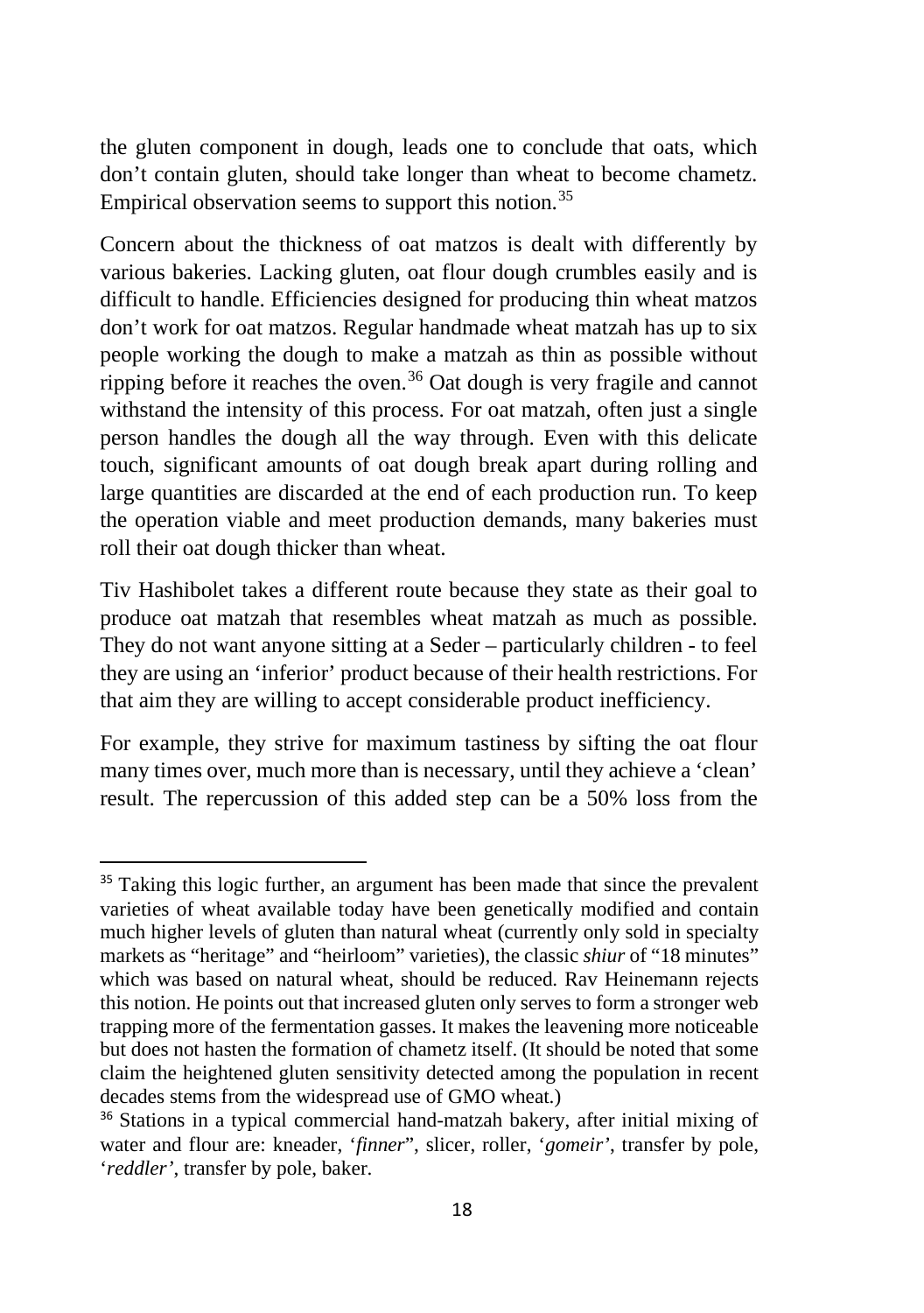the gluten component in dough, leads one to conclude that oats, which don't contain gluten, should take longer than wheat to become chametz. Empirical observation seems to support this notion.[35]

Concern about the thickness of oat matzos is dealt with differently by various bakeries. Lacking gluten, oat flour dough crumbles easily and is difficult to handle. Efficiencies designed for producing thin wheat matzos don't work for oat matzos. Regular handmade wheat matzah has up to six people working the dough to make a matzah as thin as possible without ripping before it reaches the oven.[36] Oat dough is very fragile and cannot withstand the intensity of this process. For oat matzah, often just a single person handles the dough all the way through. Even with this delicate touch, significant amounts of oat dough break apart during rolling and large quantities are discarded at the end of each production run. To keep the operation viable and meet production demands, many bakeries must roll their oat dough thicker than wheat.

Tiv Hashibolet takes a different route because they state as their goal to produce oat matzah that resembles wheat matzah as much as possible. They do not want anyone sitting at a Seder – particularly children - to feel they are using an 'inferior' product because of their health restrictions. For that aim they are willing to accept considerable product inefficiency.

For example, they strive for maximum tastiness by sifting the oat flour many times over, much more than is necessary, until they achieve a 'clean' result. The repercussion of this added step can be a 50% loss from the

---

[35] Taking this logic further, an argument has been made that since the prevalent varieties of wheat available today have been genetically modified and contain much higher levels of gluten than natural wheat (currently only sold in specialty markets as "heritage" and "heirloom" varieties), the classic *shiur* of "18 minutes" which was based on natural wheat, should be reduced. Rav Heinemann rejects this notion. He points out that increased gluten only serves to form a stronger web trapping more of the fermentation gasses. It makes the leavening more noticeable but does not hasten the formation of chametz itself. (It should be noted that some claim the heightened gluten sensitivity detected among the population in recent decades stems from the widespread use of GMO wheat.)

[36] Stations in a typical commercial hand-matzah bakery, after initial mixing of water and flour are: kneader, '*finner*', slicer, roller, '*gomeir*', transfer by pole, '*reddler*', transfer by pole, baker.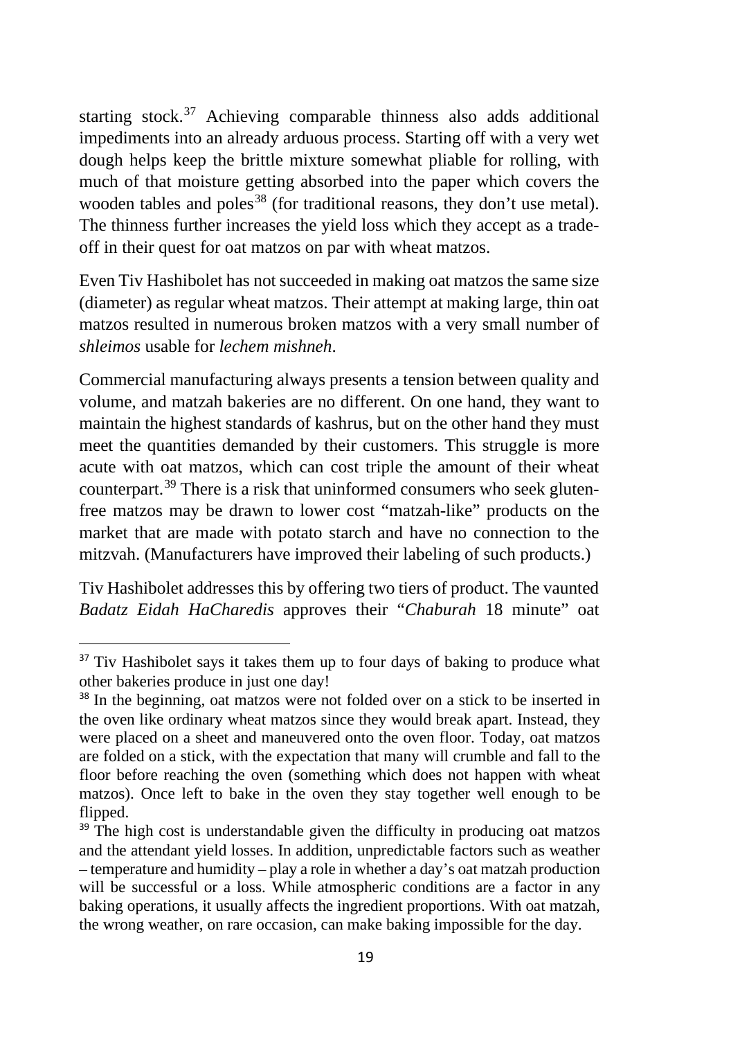starting stock.[37] Achieving comparable thinness also adds additional impediments into an already arduous process. Starting off with a very wet dough helps keep the brittle mixture somewhat pliable for rolling, with much of that moisture getting absorbed into the paper which covers the wooden tables and poles[38] (for traditional reasons, they don't use metal). The thinness further increases the yield loss which they accept as a trade-off in their quest for oat matzos on par with wheat matzos.

Even Tiv Hashibolet has not succeeded in making oat matzos the same size (diameter) as regular wheat matzos. Their attempt at making large, thin oat matzos resulted in numerous broken matzos with a very small number of *shleimos* usable for *lechem mishneh*.

Commercial manufacturing always presents a tension between quality and volume, and matzah bakeries are no different. On one hand, they want to maintain the highest standards of kashrus, but on the other hand they must meet the quantities demanded by their customers. This struggle is more acute with oat matzos, which can cost triple the amount of their wheat counterpart.[39] There is a risk that uninformed consumers who seek gluten-free matzos may be drawn to lower cost "matzah-like" products on the market that are made with potato starch and have no connection to the mitzvah. (Manufacturers have improved their labeling of such products.)

Tiv Hashibolet addresses this by offering two tiers of product. The vaunted *Badatz Eidah HaCharedis* approves their "*Chaburah* 18 minute" oat

---

[37] Tiv Hashibolet says it takes them up to four days of baking to produce what other bakeries produce in just one day!

[38] In the beginning, oat matzos were not folded over on a stick to be inserted in the oven like ordinary wheat matzos since they would break apart. Instead, they were placed on a sheet and maneuvered onto the oven floor. Today, oat matzos are folded on a stick, with the expectation that many will crumble and fall to the floor before reaching the oven (something which does not happen with wheat matzos). Once left to bake in the oven they stay together well enough to be flipped.

[39] The high cost is understandable given the difficulty in producing oat matzos and the attendant yield losses. In addition, unpredictable factors such as weather – temperature and humidity – play a role in whether a day's oat matzah production will be successful or a loss. While atmospheric conditions are a factor in any baking operations, it usually affects the ingredient proportions. With oat matzah, the wrong weather, on rare occasion, can make baking impossible for the day.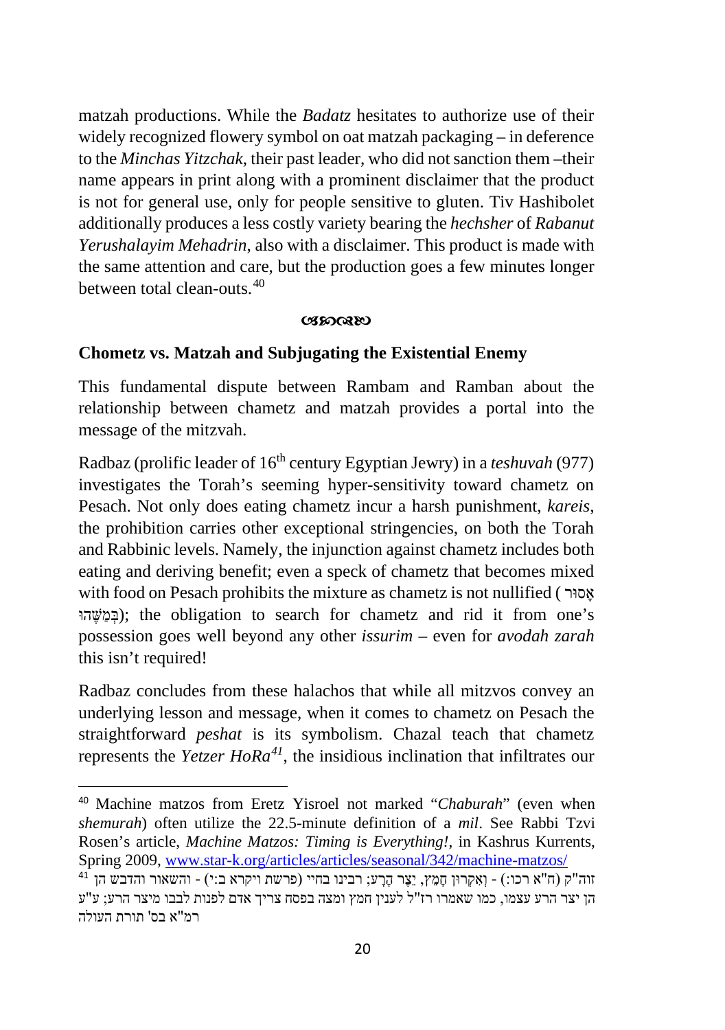matzah productions. While the *Badatz* hesitates to authorize use of their widely recognized flowery symbol on oat matzah packaging – in deference to the *Minchas Yitzchak*, their past leader, who did not sanction them –their name appears in print along with a prominent disclaimer that the product is not for general use, only for people sensitive to gluten. Tiv Hashibolet additionally produces a less costly variety bearing the *hechsher* of *Rabanut Yerushalayim Mehadrin*, also with a disclaimer. This product is made with the same attention and care, but the production goes a few minutes longer between total clean-outs.[40]

ꕥ

### Chometz vs. Matzah and Subjugating the Existential Enemy

This fundamental dispute between Rambam and Ramban about the relationship between chametz and matzah provides a portal into the message of the mitzvah.

Radbaz (prolific leader of 16th century Egyptian Jewry) in a *teshuvah* (977) investigates the Torah's seeming hyper-sensitivity toward chametz on Pesach. Not only does eating chametz incur a harsh punishment, *kareis*, the prohibition carries other exceptional stringencies, on both the Torah and Rabbinic levels. Namely, the injunction against chametz includes both eating and deriving benefit; even a speck of chametz that becomes mixed with food on Pesach prohibits the mixture as chametz is not nullified (אָסוּר בְּמַשֶּׁהוּ); the obligation to search for chametz and rid it from one's possession goes well beyond any other *issurim* – even for *avodah zarah* this isn't required!

Radbaz concludes from these halachos that while all mitzvos convey an underlying lesson and message, when it comes to chametz on Pesach the straightforward *peshat* is its symbolism. Chazal teach that chametz represents the *Yetzer HoRa*[41], the insidious inclination that infiltrates our

---

[40] Machine matzos from Eretz Yisroel not marked "*Chaburah*" (even when *shemurah*) often utilize the 22.5-minute definition of a *mil*. See Rabbi Tzvi Rosen's article, *Machine Matzos: Timing is Everything!*, in Kashrus Kurrents, Spring 2009, www.star-k.org/articles/articles/seasonal/342/machine-matzos/

[41] זוה"ק (ח"א רכו:) - וְאִקְרוּן חָמֵץ, יֵצֶר הָרָע; רבינו בחיי (פרשת ויקרא ב:י) - והשאור והדבש הן הן יצר הרע עצמו, כמו שאמרו רז"ל לענין חמץ ומצה בפסח צריך אדם לפנות לבבו מיצר הרע; ע"ע רמ"א בס' תורת העולה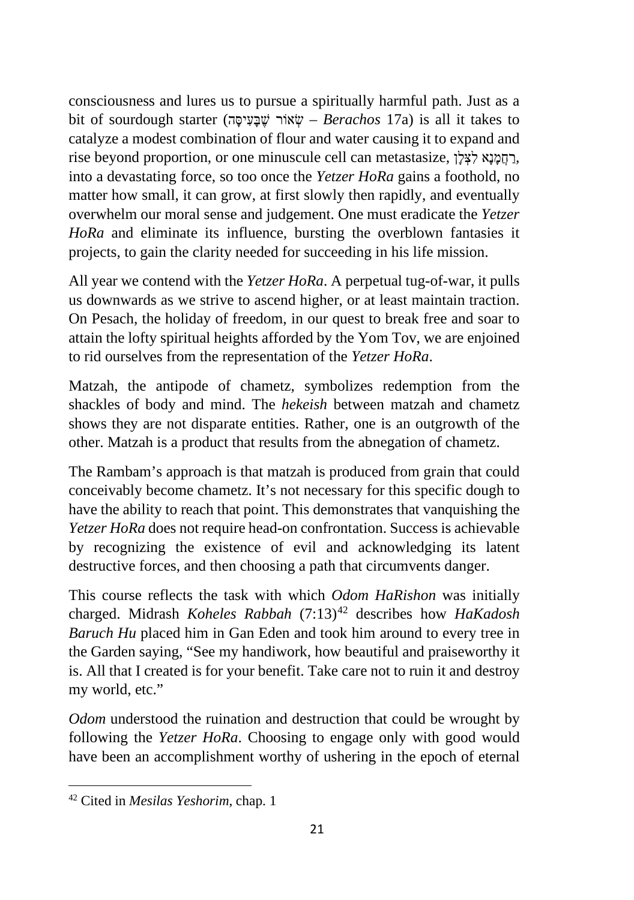consciousness and lures us to pursue a spiritually harmful path. Just as a bit of sourdough starter (שְׂאוֹר שֶׁבָּעִיסָּה – *Berachos* 17a) is all it takes to catalyze a modest combination of flour and water causing it to expand and rise beyond proportion, or one minuscule cell can metastasize, רַחֲמָנָא לִצְּלַן, into a devastating force, so too once the *Yetzer HoRa* gains a foothold, no matter how small, it can grow, at first slowly then rapidly, and eventually overwhelm our moral sense and judgement. One must eradicate the *Yetzer HoRa* and eliminate its influence, bursting the overblown fantasies it projects, to gain the clarity needed for succeeding in his life mission.

All year we contend with the *Yetzer HoRa*. A perpetual tug-of-war, it pulls us downwards as we strive to ascend higher, or at least maintain traction. On Pesach, the holiday of freedom, in our quest to break free and soar to attain the lofty spiritual heights afforded by the Yom Tov, we are enjoined to rid ourselves from the representation of the *Yetzer HoRa*.

Matzah, the antipode of chametz, symbolizes redemption from the shackles of body and mind. The *hekeish* between matzah and chametz shows they are not disparate entities. Rather, one is an outgrowth of the other. Matzah is a product that results from the abnegation of chametz.

The Rambam's approach is that matzah is produced from grain that could conceivably become chametz. It's not necessary for this specific dough to have the ability to reach that point. This demonstrates that vanquishing the *Yetzer HoRa* does not require head-on confrontation. Success is achievable by recognizing the existence of evil and acknowledging its latent destructive forces, and then choosing a path that circumvents danger.

This course reflects the task with which *Odom HaRishon* was initially charged. Midrash *Koheles Rabbah* (7:13)[42] describes how *HaKadosh Baruch Hu* placed him in Gan Eden and took him around to every tree in the Garden saying, "See my handiwork, how beautiful and praiseworthy it is. All that I created is for your benefit. Take care not to ruin it and destroy my world, etc."

*Odom* understood the ruination and destruction that could be wrought by following the *Yetzer HoRa*. Choosing to engage only with good would have been an accomplishment worthy of ushering in the epoch of eternal

---

[42] Cited in *Mesilas Yeshorim*, chap. 1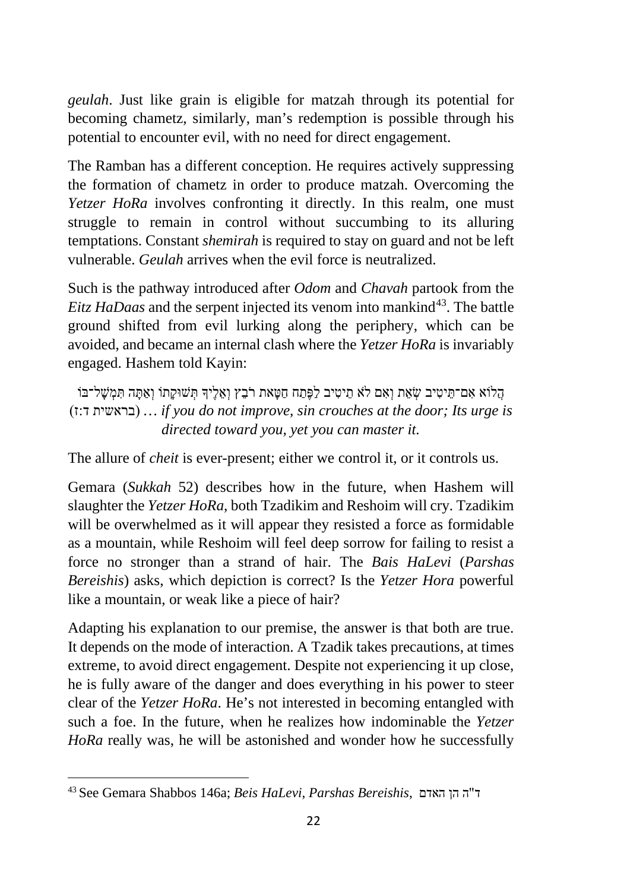*geulah*. Just like grain is eligible for matzah through its potential for becoming chametz, similarly, man's redemption is possible through his potential to encounter evil, with no need for direct engagement.

The Ramban has a different conception. He requires actively suppressing the formation of chametz in order to produce matzah. Overcoming the *Yetzer HoRa* involves confronting it directly. In this realm, one must struggle to remain in control without succumbing to its alluring temptations. Constant *shemirah* is required to stay on guard and not be left vulnerable. *Geulah* arrives when the evil force is neutralized.

Such is the pathway introduced after *Odom* and *Chavah* partook from the *Eitz HaDaas* and the serpent injected its venom into mankind[43]. The battle ground shifted from evil lurking along the periphery, which can be avoided, and became an internal clash where the *Yetzer HoRa* is invariably engaged. Hashem told Kayin:

הֲלוֹא אִם־תֵּיטִיב שְׂאֵת וְאִם לֹא תֵיטִיב לַפֶּתַח חַטָּאת רֹבֵץ וְאֵלֶיךָ תְּשׁוּקָתוֹ וְאַתָּה תִּמְשָׁל־בּוֹ (בראשית ד:ז) … *if you do not improve, sin crouches at the door; Its urge is directed toward you, yet you can master it.*

The allure of *cheit* is ever-present; either we control it, or it controls us.

Gemara (*Sukkah* 52) describes how in the future, when Hashem will slaughter the *Yetzer HoRa*, both Tzadikim and Reshoim will cry. Tzadikim will be overwhelmed as it will appear they resisted a force as formidable as a mountain, while Reshoim will feel deep sorrow for failing to resist a force no stronger than a strand of hair. The *Bais HaLevi* (*Parshas Bereishis*) asks, which depiction is correct? Is the *Yetzer Hora* powerful like a mountain, or weak like a piece of hair?

Adapting his explanation to our premise, the answer is that both are true. It depends on the mode of interaction. A Tzadik takes precautions, at times extreme, to avoid direct engagement. Despite not experiencing it up close, he is fully aware of the danger and does everything in his power to steer clear of the *Yetzer HoRa*. He's not interested in becoming entangled with such a foe. In the future, when he realizes how indominable the *Yetzer HoRa* really was, he will be astonished and wonder how he successfully

---

[43] See Gemara Shabbos 146a; *Beis HaLevi*, *Parshas Bereishis*, ד"ה הן האדם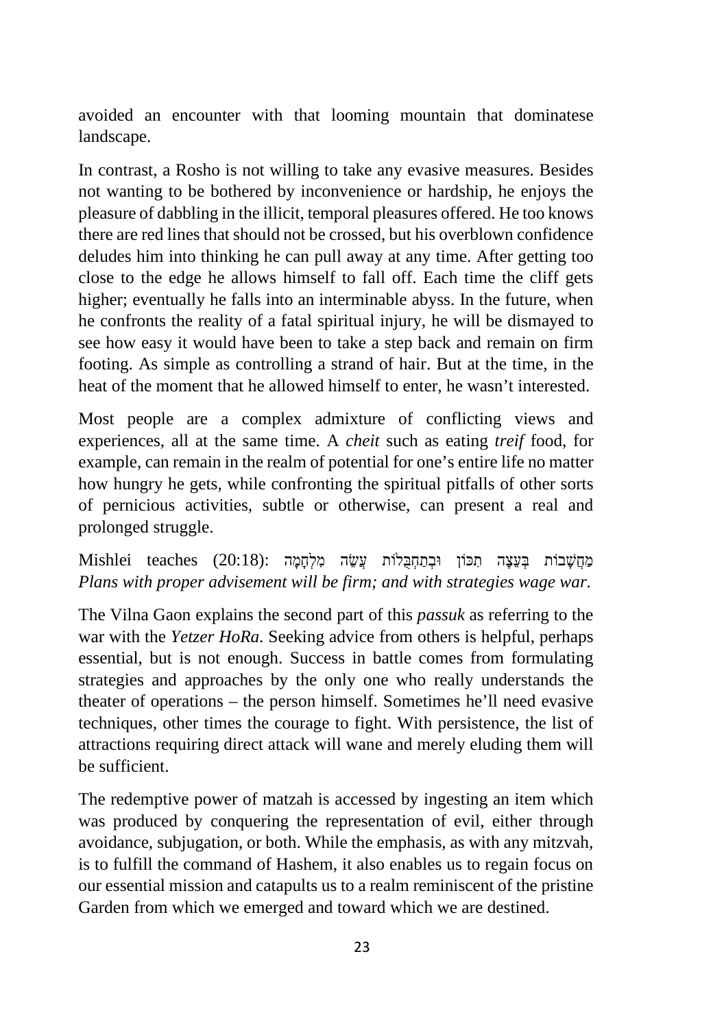avoided an encounter with that looming mountain that dominatese landscape.

In contrast, a Rosho is not willing to take any evasive measures. Besides not wanting to be bothered by inconvenience or hardship, he enjoys the pleasure of dabbling in the illicit, temporal pleasures offered. He too knows there are red lines that should not be crossed, but his overblown confidence deludes him into thinking he can pull away at any time. After getting too close to the edge he allows himself to fall off. Each time the cliff gets higher; eventually he falls into an interminable abyss. In the future, when he confronts the reality of a fatal spiritual injury, he will be dismayed to see how easy it would have been to take a step back and remain on firm footing. As simple as controlling a strand of hair. But at the time, in the heat of the moment that he allowed himself to enter, he wasn't interested.

Most people are a complex admixture of conflicting views and experiences, all at the same time. A *cheit* such as eating *treif* food, for example, can remain in the realm of potential for one's entire life no matter how hungry he gets, while confronting the spiritual pitfalls of other sorts of pernicious activities, subtle or otherwise, can present a real and prolonged struggle.

Mishlei teaches (20:18): מַחֲשָׁבוֹת בְּעֵצָה תִכּוֹן וּבְתַחְבֻּלוֹת עֲשֵׂה מִלְחָמָה *Plans with proper advisement will be firm; and with strategies wage war.*

The Vilna Gaon explains the second part of this *passuk* as referring to the war with the *Yetzer HoRa*. Seeking advice from others is helpful, perhaps essential, but is not enough. Success in battle comes from formulating strategies and approaches by the only one who really understands the theater of operations – the person himself. Sometimes he'll need evasive techniques, other times the courage to fight. With persistence, the list of attractions requiring direct attack will wane and merely eluding them will be sufficient.

The redemptive power of matzah is accessed by ingesting an item which was produced by conquering the representation of evil, either through avoidance, subjugation, or both. While the emphasis, as with any mitzvah, is to fulfill the command of Hashem, it also enables us to regain focus on our essential mission and catapults us to a realm reminiscent of the pristine Garden from which we emerged and toward which we are destined.